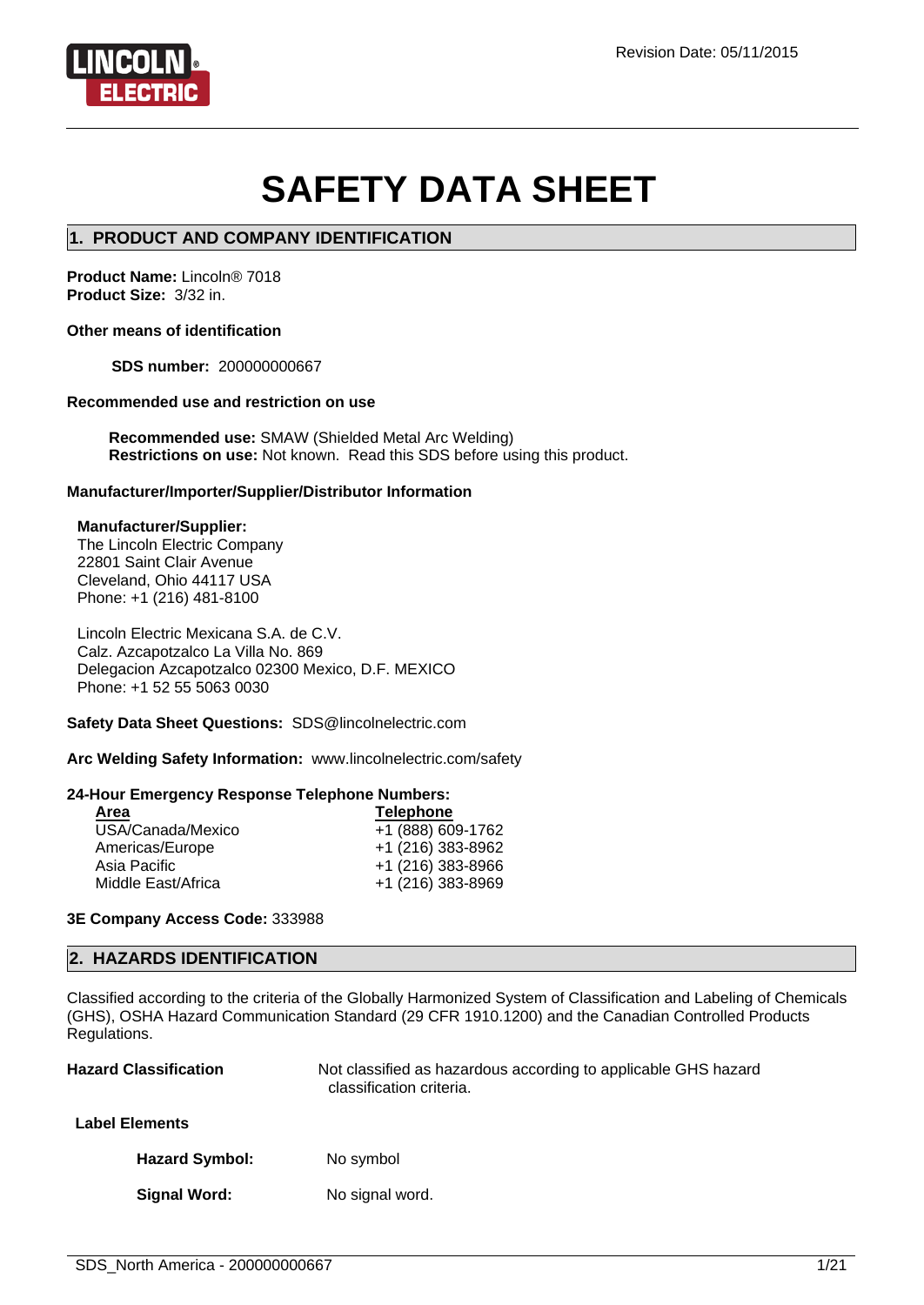Revision Date: 05/11/2015

# SAFETY DATA SHEET

## 1. PRODUCT AND COMPANY IDENTIFICATION

**Product Name:** Lincoln® 7018
**Product Size:** 3/32 in.

**Other means of identification**

**SDS number:** 200000000667

**Recommended use and restriction on use**

**Recommended use:** SMAW (Shielded Metal Arc Welding)
**Restrictions on use:** Not known. Read this SDS before using this product.

**Manufacturer/Importer/Supplier/Distributor Information**

**Manufacturer/Supplier:**
The Lincoln Electric Company
22801 Saint Clair Avenue
Cleveland, Ohio 44117 USA
Phone: +1 (216) 481-8100

Lincoln Electric Mexicana S.A. de C.V.
Calz. Azcapotzalco La Villa No. 869
Delegacion Azcapotzalco 02300 Mexico, D.F. MEXICO
Phone: +1 52 55 5063 0030

**Safety Data Sheet Questions:** SDS@lincolnelectric.com

**Arc Welding Safety Information:** www.lincolnelectric.com/safety

**24-Hour Emergency Response Telephone Numbers:**

| Area | Telephone |
|---|---|
| USA/Canada/Mexico | +1 (888) 609-1762 |
| Americas/Europe | +1 (216) 383-8962 |
| Asia Pacific | +1 (216) 383-8966 |
| Middle East/Africa | +1 (216) 383-8969 |

**3E Company Access Code:** 333988

## 2. HAZARDS IDENTIFICATION

Classified according to the criteria of the Globally Harmonized System of Classification and Labeling of Chemicals (GHS), OSHA Hazard Communication Standard (29 CFR 1910.1200) and the Canadian Controlled Products Regulations.

**Hazard Classification** Not classified as hazardous according to applicable GHS hazard classification criteria.

**Label Elements**

**Hazard Symbol:** No symbol

**Signal Word:** No signal word.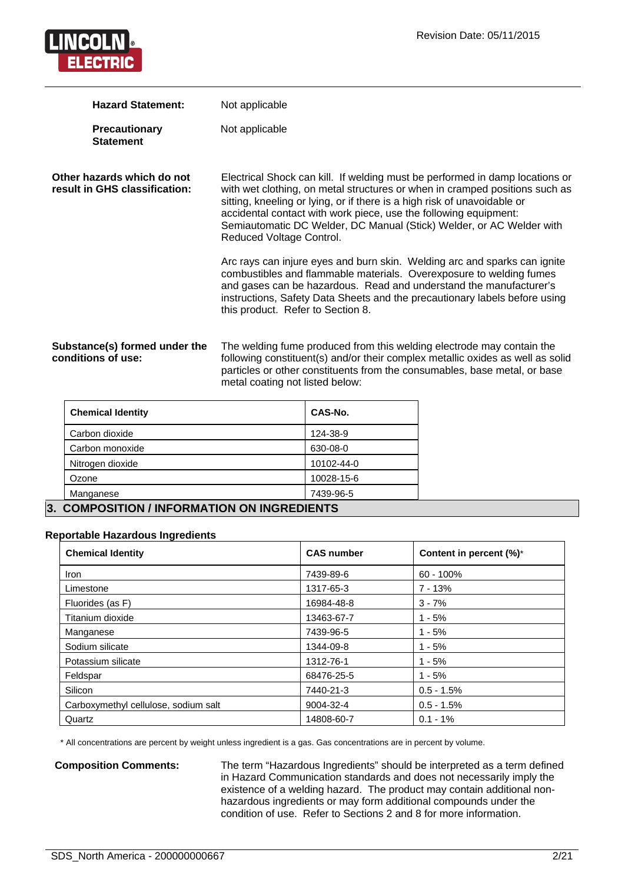**Hazard Statement:** Not applicable

**Precautionary Statement** Not applicable

**Other hazards which do not result in GHS classification:**

Electrical Shock can kill. If welding must be performed in damp locations or with wet clothing, on metal structures or when in cramped positions such as sitting, kneeling or lying, or if there is a high risk of unavoidable or accidental contact with work piece, use the following equipment: Semiautomatic DC Welder, DC Manual (Stick) Welder, or AC Welder with Reduced Voltage Control.

Arc rays can injure eyes and burn skin. Welding arc and sparks can ignite combustibles and flammable materials. Overexposure to welding fumes and gases can be hazardous. Read and understand the manufacturer's instructions, Safety Data Sheets and the precautionary labels before using this product. Refer to Section 8.

**Substance(s) formed under the conditions of use:**

The welding fume produced from this welding electrode may contain the following constituent(s) and/or their complex metallic oxides as well as solid particles or other constituents from the consumables, base metal, or base metal coating not listed below:

| Chemical Identity | CAS-No. |
| --- | --- |
| Carbon dioxide | 124-38-9 |
| Carbon monoxide | 630-08-0 |
| Nitrogen dioxide | 10102-44-0 |
| Ozone | 10028-15-6 |
| Manganese | 7439-96-5 |

## 3. COMPOSITION / INFORMATION ON INGREDIENTS

**Reportable Hazardous Ingredients**

| Chemical Identity | CAS number | Content in percent (%)* |
| --- | --- | --- |
| Iron | 7439-89-6 | 60 - 100% |
| Limestone | 1317-65-3 | 7 - 13% |
| Fluorides (as F) | 16984-48-8 | 3 - 7% |
| Titanium dioxide | 13463-67-7 | 1 - 5% |
| Manganese | 7439-96-5 | 1 - 5% |
| Sodium silicate | 1344-09-8 | 1 - 5% |
| Potassium silicate | 1312-76-1 | 1 - 5% |
| Feldspar | 68476-25-5 | 1 - 5% |
| Silicon | 7440-21-3 | 0.5 - 1.5% |
| Carboxymethyl cellulose, sodium salt | 9004-32-4 | 0.5 - 1.5% |
| Quartz | 14808-60-7 | 0.1 - 1% |

* All concentrations are percent by weight unless ingredient is a gas. Gas concentrations are in percent by volume.

**Composition Comments:**

The term "Hazardous Ingredients" should be interpreted as a term defined in Hazard Communication standards and does not necessarily imply the existence of a welding hazard. The product may contain additional non-hazardous ingredients or may form additional compounds under the condition of use. Refer to Sections 2 and 8 for more information.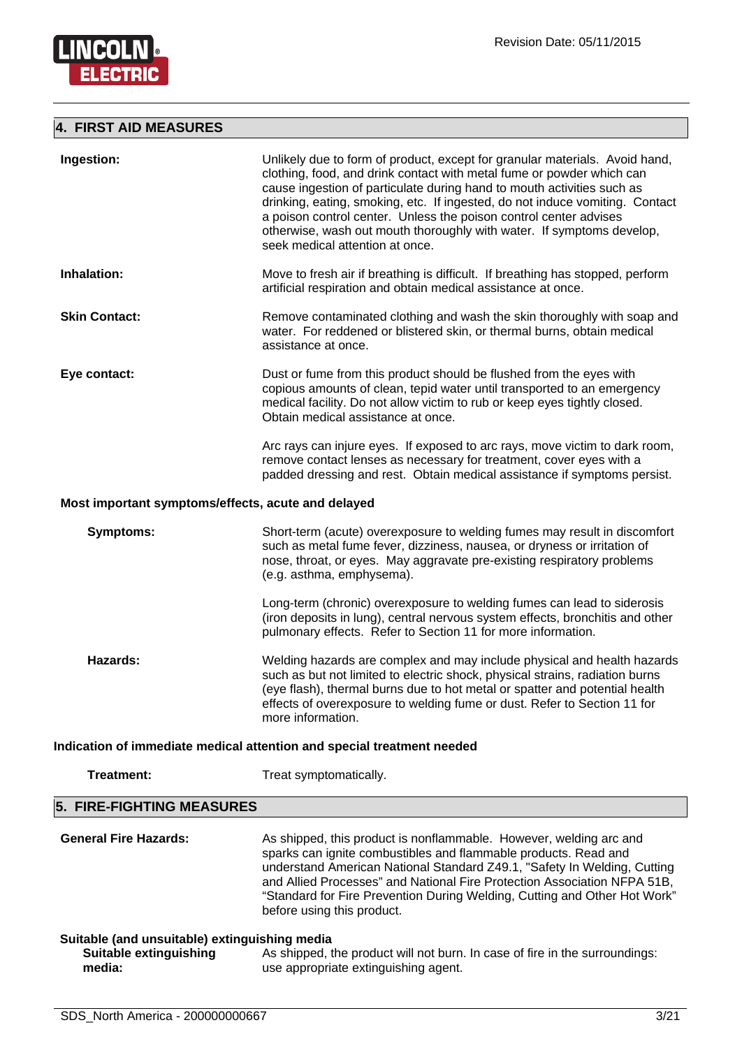## 4. FIRST AID MEASURES

**Ingestion:** Unlikely due to form of product, except for granular materials. Avoid hand, clothing, food, and drink contact with metal fume or powder which can cause ingestion of particulate during hand to mouth activities such as drinking, eating, smoking, etc. If ingested, do not induce vomiting. Contact a poison control center. Unless the poison control center advises otherwise, wash out mouth thoroughly with water. If symptoms develop, seek medical attention at once.

**Inhalation:** Move to fresh air if breathing is difficult. If breathing has stopped, perform artificial respiration and obtain medical assistance at once.

**Skin Contact:** Remove contaminated clothing and wash the skin thoroughly with soap and water. For reddened or blistered skin, or thermal burns, obtain medical assistance at once.

**Eye contact:** Dust or fume from this product should be flushed from the eyes with copious amounts of clean, tepid water until transported to an emergency medical facility. Do not allow victim to rub or keep eyes tightly closed. Obtain medical assistance at once.

Arc rays can injure eyes. If exposed to arc rays, move victim to dark room, remove contact lenses as necessary for treatment, cover eyes with a padded dressing and rest. Obtain medical assistance if symptoms persist.

**Most important symptoms/effects, acute and delayed**

**Symptoms:** Short-term (acute) overexposure to welding fumes may result in discomfort such as metal fume fever, dizziness, nausea, or dryness or irritation of nose, throat, or eyes. May aggravate pre-existing respiratory problems (e.g. asthma, emphysema).

Long-term (chronic) overexposure to welding fumes can lead to siderosis (iron deposits in lung), central nervous system effects, bronchitis and other pulmonary effects. Refer to Section 11 for more information.

**Hazards:** Welding hazards are complex and may include physical and health hazards such as but not limited to electric shock, physical strains, radiation burns (eye flash), thermal burns due to hot metal or spatter and potential health effects of overexposure to welding fume or dust. Refer to Section 11 for more information.

**Indication of immediate medical attention and special treatment needed**

**Treatment:** Treat symptomatically.

## 5. FIRE-FIGHTING MEASURES

**General Fire Hazards:** As shipped, this product is nonflammable. However, welding arc and sparks can ignite combustibles and flammable products. Read and understand American National Standard Z49.1, "Safety In Welding, Cutting and Allied Processes" and National Fire Protection Association NFPA 51B, "Standard for Fire Prevention During Welding, Cutting and Other Hot Work" before using this product.

**Suitable (and unsuitable) extinguishing media**

**Suitable extinguishing media:** As shipped, the product will not burn. In case of fire in the surroundings: use appropriate extinguishing agent.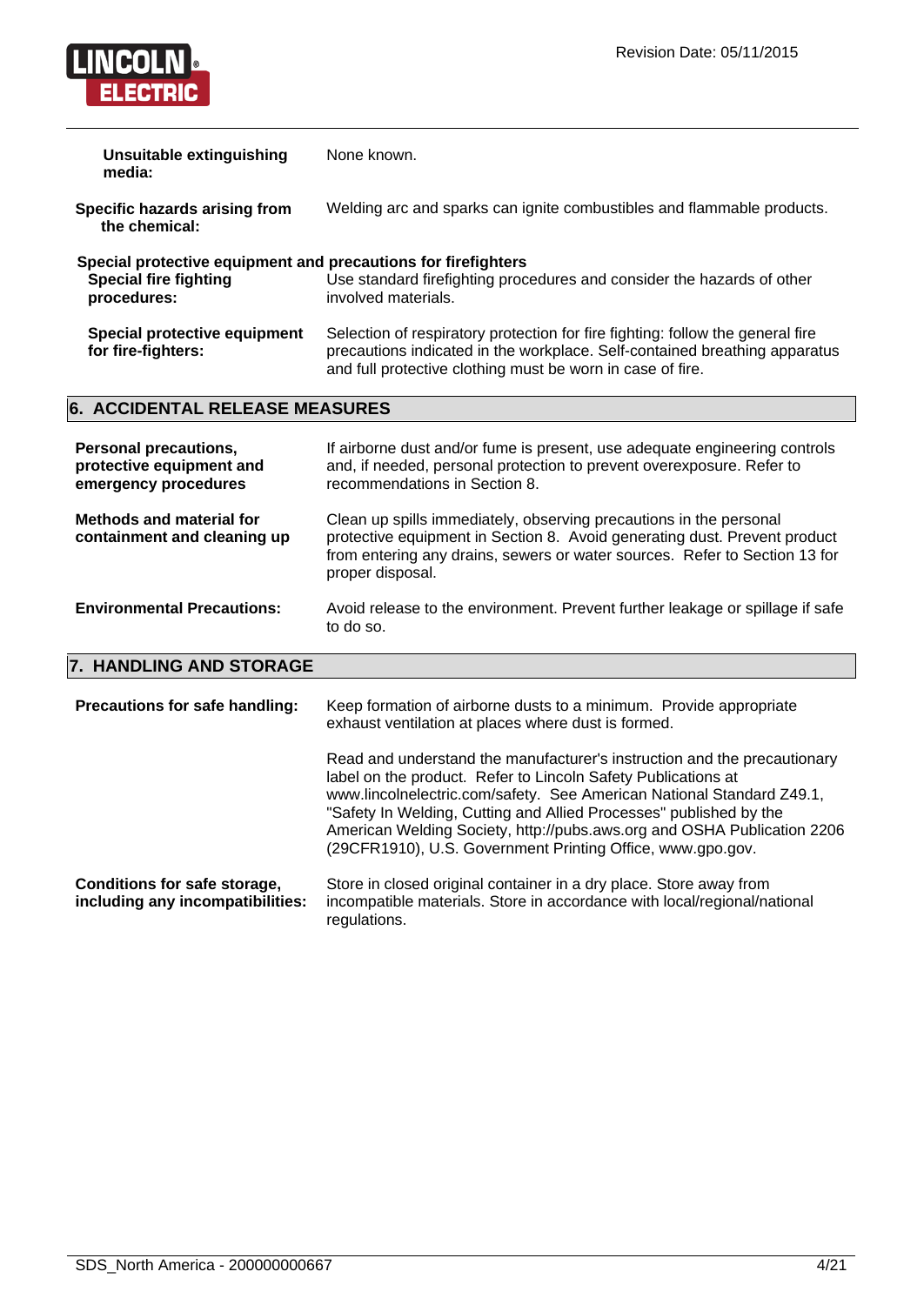**Unsuitable extinguishing media:** None known.

**Specific hazards arising from the chemical:** Welding arc and sparks can ignite combustibles and flammable products.

**Special protective equipment and precautions for firefighters**

**Special fire fighting procedures:** Use standard firefighting procedures and consider the hazards of other involved materials.

**Special protective equipment for fire-fighters:** Selection of respiratory protection for fire fighting: follow the general fire precautions indicated in the workplace. Self-contained breathing apparatus and full protective clothing must be worn in case of fire.

## 6. ACCIDENTAL RELEASE MEASURES

**Personal precautions, protective equipment and emergency procedures:** If airborne dust and/or fume is present, use adequate engineering controls and, if needed, personal protection to prevent overexposure. Refer to recommendations in Section 8.

**Methods and material for containment and cleaning up:** Clean up spills immediately, observing precautions in the personal protective equipment in Section 8. Avoid generating dust. Prevent product from entering any drains, sewers or water sources. Refer to Section 13 for proper disposal.

**Environmental Precautions:** Avoid release to the environment. Prevent further leakage or spillage if safe to do so.

## 7. HANDLING AND STORAGE

**Precautions for safe handling:** Keep formation of airborne dusts to a minimum. Provide appropriate exhaust ventilation at places where dust is formed.

Read and understand the manufacturer's instruction and the precautionary label on the product. Refer to Lincoln Safety Publications at www.lincolnelectric.com/safety. See American National Standard Z49.1, "Safety In Welding, Cutting and Allied Processes" published by the American Welding Society, http://pubs.aws.org and OSHA Publication 2206 (29CFR1910), U.S. Government Printing Office, www.gpo.gov.

**Conditions for safe storage, including any incompatibilities:** Store in closed original container in a dry place. Store away from incompatible materials. Store in accordance with local/regional/national regulations.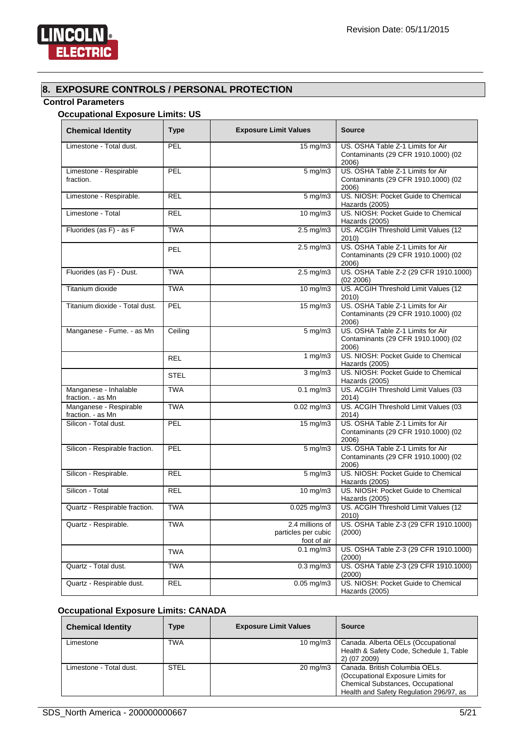## 8. EXPOSURE CONTROLS / PERSONAL PROTECTION

### Control Parameters

#### Occupational Exposure Limits: US

| Chemical Identity | Type | Exposure Limit Values | Source |
|---|---|---|---|
| Limestone - Total dust. | PEL | 15 mg/m3 | US. OSHA Table Z-1 Limits for Air Contaminants (29 CFR 1910.1000) (02 2006) |
| Limestone - Respirable fraction. | PEL | 5 mg/m3 | US. OSHA Table Z-1 Limits for Air Contaminants (29 CFR 1910.1000) (02 2006) |
| Limestone - Respirable. | REL | 5 mg/m3 | US. NIOSH: Pocket Guide to Chemical Hazards (2005) |
| Limestone - Total | REL | 10 mg/m3 | US. NIOSH: Pocket Guide to Chemical Hazards (2005) |
| Fluorides (as F) - as F | TWA | 2.5 mg/m3 | US. ACGIH Threshold Limit Values (12 2010) |
| | PEL | 2.5 mg/m3 | US. OSHA Table Z-1 Limits for Air Contaminants (29 CFR 1910.1000) (02 2006) |
| Fluorides (as F) - Dust. | TWA | 2.5 mg/m3 | US. OSHA Table Z-2 (29 CFR 1910.1000) (02 2006) |
| Titanium dioxide | TWA | 10 mg/m3 | US. ACGIH Threshold Limit Values (12 2010) |
| Titanium dioxide - Total dust. | PEL | 15 mg/m3 | US. OSHA Table Z-1 Limits for Air Contaminants (29 CFR 1910.1000) (02 2006) |
| Manganese - Fume. - as Mn | Ceiling | 5 mg/m3 | US. OSHA Table Z-1 Limits for Air Contaminants (29 CFR 1910.1000) (02 2006) |
| | REL | 1 mg/m3 | US. NIOSH: Pocket Guide to Chemical Hazards (2005) |
| | STEL | 3 mg/m3 | US. NIOSH: Pocket Guide to Chemical Hazards (2005) |
| Manganese - Inhalable fraction. - as Mn | TWA | 0.1 mg/m3 | US. ACGIH Threshold Limit Values (03 2014) |
| Manganese - Respirable fraction. - as Mn | TWA | 0.02 mg/m3 | US. ACGIH Threshold Limit Values (03 2014) |
| Silicon - Total dust. | PEL | 15 mg/m3 | US. OSHA Table Z-1 Limits for Air Contaminants (29 CFR 1910.1000) (02 2006) |
| Silicon - Respirable fraction. | PEL | 5 mg/m3 | US. OSHA Table Z-1 Limits for Air Contaminants (29 CFR 1910.1000) (02 2006) |
| Silicon - Respirable. | REL | 5 mg/m3 | US. NIOSH: Pocket Guide to Chemical Hazards (2005) |
| Silicon - Total | REL | 10 mg/m3 | US. NIOSH: Pocket Guide to Chemical Hazards (2005) |
| Quartz - Respirable fraction. | TWA | 0.025 mg/m3 | US. ACGIH Threshold Limit Values (12 2010) |
| Quartz - Respirable. | TWA | 2.4 millions of particles per cubic foot of air | US. OSHA Table Z-3 (29 CFR 1910.1000) (2000) |
| | TWA | 0.1 mg/m3 | US. OSHA Table Z-3 (29 CFR 1910.1000) (2000) |
| Quartz - Total dust. | TWA | 0.3 mg/m3 | US. OSHA Table Z-3 (29 CFR 1910.1000) (2000) |
| Quartz - Respirable dust. | REL | 0.05 mg/m3 | US. NIOSH: Pocket Guide to Chemical Hazards (2005) |

#### Occupational Exposure Limits: CANADA

| Chemical Identity | Type | Exposure Limit Values | Source |
|---|---|---|---|
| Limestone | TWA | 10 mg/m3 | Canada. Alberta OELs (Occupational Health & Safety Code, Schedule 1, Table 2) (07 2009) |
| Limestone - Total dust. | STEL | 20 mg/m3 | Canada. British Columbia OELs. (Occupational Exposure Limits for Chemical Substances, Occupational Health and Safety Regulation 296/97, as |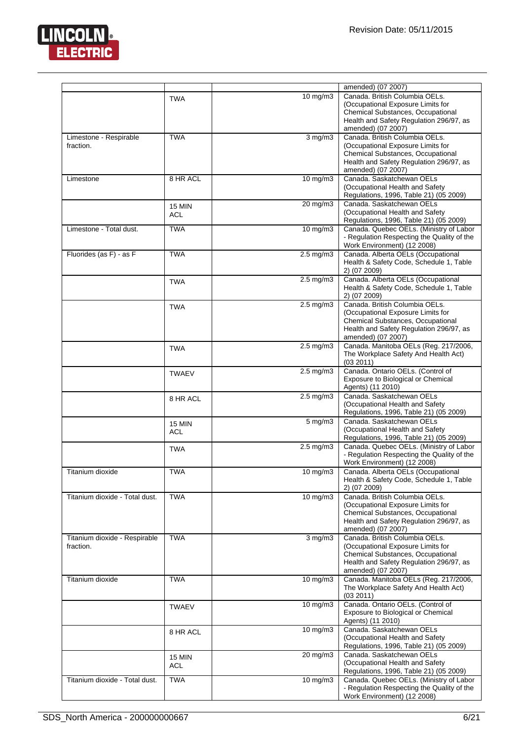| | | | |
|---|---|---|---|
| | | | amended) (07 2007) |
| | TWA | 10 mg/m3 | Canada. British Columbia OELs. (Occupational Exposure Limits for Chemical Substances, Occupational Health and Safety Regulation 296/97, as amended) (07 2007) |
| Limestone - Respirable fraction. | TWA | 3 mg/m3 | Canada. British Columbia OELs. (Occupational Exposure Limits for Chemical Substances, Occupational Health and Safety Regulation 296/97, as amended) (07 2007) |
| Limestone | 8 HR ACL | 10 mg/m3 | Canada. Saskatchewan OELs (Occupational Health and Safety Regulations, 1996, Table 21) (05 2009) |
| | 15 MIN ACL | 20 mg/m3 | Canada. Saskatchewan OELs (Occupational Health and Safety Regulations, 1996, Table 21) (05 2009) |
| Limestone - Total dust. | TWA | 10 mg/m3 | Canada. Quebec OELs. (Ministry of Labor - Regulation Respecting the Quality of the Work Environment) (12 2008) |
| Fluorides (as F) - as F | TWA | 2.5 mg/m3 | Canada. Alberta OELs (Occupational Health & Safety Code, Schedule 1, Table 2) (07 2009) |
| | TWA | 2.5 mg/m3 | Canada. Alberta OELs (Occupational Health & Safety Code, Schedule 1, Table 2) (07 2009) |
| | TWA | 2.5 mg/m3 | Canada. British Columbia OELs. (Occupational Exposure Limits for Chemical Substances, Occupational Health and Safety Regulation 296/97, as amended) (07 2007) |
| | TWA | 2.5 mg/m3 | Canada. Manitoba OELs (Reg. 217/2006, The Workplace Safety And Health Act) (03 2011) |
| | TWAEV | 2.5 mg/m3 | Canada. Ontario OELs. (Control of Exposure to Biological or Chemical Agents) (11 2010) |
| | 8 HR ACL | 2.5 mg/m3 | Canada. Saskatchewan OELs (Occupational Health and Safety Regulations, 1996, Table 21) (05 2009) |
| | 15 MIN ACL | 5 mg/m3 | Canada. Saskatchewan OELs (Occupational Health and Safety Regulations, 1996, Table 21) (05 2009) |
| | TWA | 2.5 mg/m3 | Canada. Quebec OELs. (Ministry of Labor - Regulation Respecting the Quality of the Work Environment) (12 2008) |
| Titanium dioxide | TWA | 10 mg/m3 | Canada. Alberta OELs (Occupational Health & Safety Code, Schedule 1, Table 2) (07 2009) |
| Titanium dioxide - Total dust. | TWA | 10 mg/m3 | Canada. British Columbia OELs. (Occupational Exposure Limits for Chemical Substances, Occupational Health and Safety Regulation 296/97, as amended) (07 2007) |
| Titanium dioxide - Respirable fraction. | TWA | 3 mg/m3 | Canada. British Columbia OELs. (Occupational Exposure Limits for Chemical Substances, Occupational Health and Safety Regulation 296/97, as amended) (07 2007) |
| Titanium dioxide | TWA | 10 mg/m3 | Canada. Manitoba OELs (Reg. 217/2006, The Workplace Safety And Health Act) (03 2011) |
| | TWAEV | 10 mg/m3 | Canada. Ontario OELs. (Control of Exposure to Biological or Chemical Agents) (11 2010) |
| | 8 HR ACL | 10 mg/m3 | Canada. Saskatchewan OELs (Occupational Health and Safety Regulations, 1996, Table 21) (05 2009) |
| | 15 MIN ACL | 20 mg/m3 | Canada. Saskatchewan OELs (Occupational Health and Safety Regulations, 1996, Table 21) (05 2009) |
| Titanium dioxide - Total dust. | TWA | 10 mg/m3 | Canada. Quebec OELs. (Ministry of Labor - Regulation Respecting the Quality of the Work Environment) (12 2008) |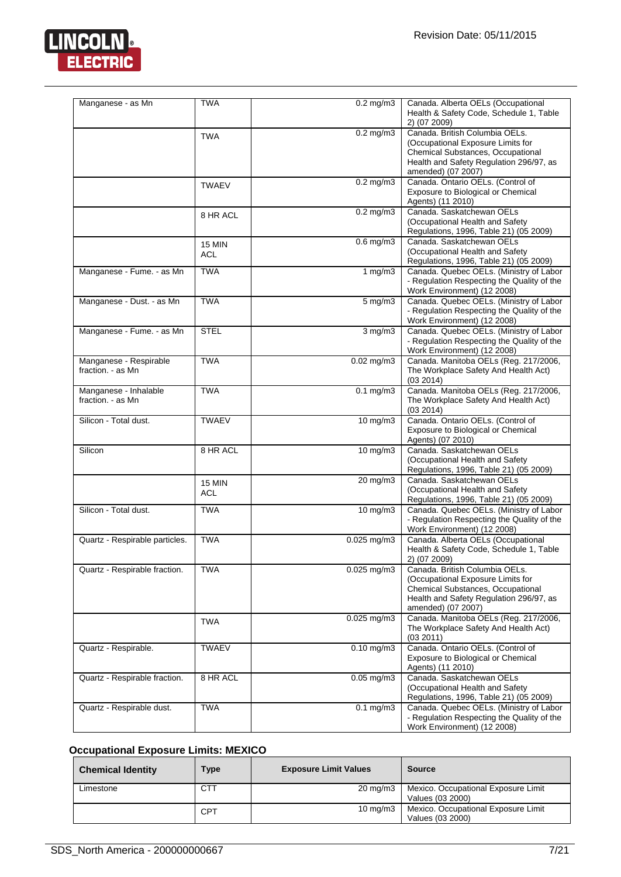| | | | |
|---|---|---|---|
| Manganese - as Mn | TWA | 0.2 mg/m3 | Canada. Alberta OELs (Occupational Health & Safety Code, Schedule 1, Table 2) (07 2009) |
| | TWA | 0.2 mg/m3 | Canada. British Columbia OELs. (Occupational Exposure Limits for Chemical Substances, Occupational Health and Safety Regulation 296/97, as amended) (07 2007) |
| | TWAEV | 0.2 mg/m3 | Canada. Ontario OELs. (Control of Exposure to Biological or Chemical Agents) (11 2010) |
| | 8 HR ACL | 0.2 mg/m3 | Canada. Saskatchewan OELs (Occupational Health and Safety Regulations, 1996, Table 21) (05 2009) |
| | 15 MIN ACL | 0.6 mg/m3 | Canada. Saskatchewan OELs (Occupational Health and Safety Regulations, 1996, Table 21) (05 2009) |
| Manganese - Fume. - as Mn | TWA | 1 mg/m3 | Canada. Quebec OELs. (Ministry of Labor - Regulation Respecting the Quality of the Work Environment) (12 2008) |
| Manganese - Dust. - as Mn | TWA | 5 mg/m3 | Canada. Quebec OELs. (Ministry of Labor - Regulation Respecting the Quality of the Work Environment) (12 2008) |
| Manganese - Fume. - as Mn | STEL | 3 mg/m3 | Canada. Quebec OELs. (Ministry of Labor - Regulation Respecting the Quality of the Work Environment) (12 2008) |
| Manganese - Respirable fraction. - as Mn | TWA | 0.02 mg/m3 | Canada. Manitoba OELs (Reg. 217/2006, The Workplace Safety And Health Act) (03 2014) |
| Manganese - Inhalable fraction. - as Mn | TWA | 0.1 mg/m3 | Canada. Manitoba OELs (Reg. 217/2006, The Workplace Safety And Health Act) (03 2014) |
| Silicon - Total dust. | TWAEV | 10 mg/m3 | Canada. Ontario OELs. (Control of Exposure to Biological or Chemical Agents) (07 2010) |
| Silicon | 8 HR ACL | 10 mg/m3 | Canada. Saskatchewan OELs (Occupational Health and Safety Regulations, 1996, Table 21) (05 2009) |
| | 15 MIN ACL | 20 mg/m3 | Canada. Saskatchewan OELs (Occupational Health and Safety Regulations, 1996, Table 21) (05 2009) |
| Silicon - Total dust. | TWA | 10 mg/m3 | Canada. Quebec OELs. (Ministry of Labor - Regulation Respecting the Quality of the Work Environment) (12 2008) |
| Quartz - Respirable particles. | TWA | 0.025 mg/m3 | Canada. Alberta OELs (Occupational Health & Safety Code, Schedule 1, Table 2) (07 2009) |
| Quartz - Respirable fraction. | TWA | 0.025 mg/m3 | Canada. British Columbia OELs. (Occupational Exposure Limits for Chemical Substances, Occupational Health and Safety Regulation 296/97, as amended) (07 2007) |
| | TWA | 0.025 mg/m3 | Canada. Manitoba OELs (Reg. 217/2006, The Workplace Safety And Health Act) (03 2011) |
| Quartz - Respirable. | TWAEV | 0.10 mg/m3 | Canada. Ontario OELs. (Control of Exposure to Biological or Chemical Agents) (11 2010) |
| Quartz - Respirable fraction. | 8 HR ACL | 0.05 mg/m3 | Canada. Saskatchewan OELs (Occupational Health and Safety Regulations, 1996, Table 21) (05 2009) |
| Quartz - Respirable dust. | TWA | 0.1 mg/m3 | Canada. Quebec OELs. (Ministry of Labor - Regulation Respecting the Quality of the Work Environment) (12 2008) |

### Occupational Exposure Limits: MEXICO

| Chemical Identity | Type | Exposure Limit Values | Source |
|---|---|---|---|
| Limestone | CTT | 20 mg/m3 | Mexico. Occupational Exposure Limit Values (03 2000) |
| | CPT | 10 mg/m3 | Mexico. Occupational Exposure Limit Values (03 2000) |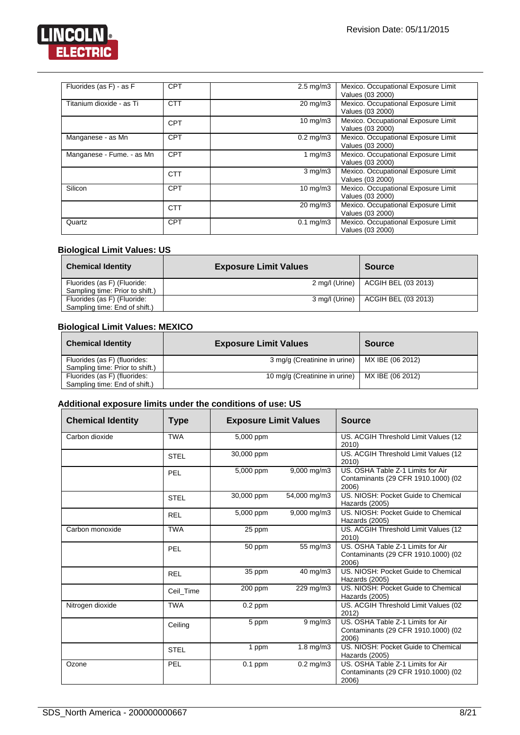| | | | |
|---|---|---|---|
| Fluorides (as F) - as F | CPT | 2.5 mg/m3 | Mexico. Occupational Exposure Limit Values (03 2000) |
| Titanium dioxide - as Ti | CTT | 20 mg/m3 | Mexico. Occupational Exposure Limit Values (03 2000) |
| | CPT | 10 mg/m3 | Mexico. Occupational Exposure Limit Values (03 2000) |
| Manganese - as Mn | CPT | 0.2 mg/m3 | Mexico. Occupational Exposure Limit Values (03 2000) |
| Manganese - Fume. - as Mn | CPT | 1 mg/m3 | Mexico. Occupational Exposure Limit Values (03 2000) |
| | CTT | 3 mg/m3 | Mexico. Occupational Exposure Limit Values (03 2000) |
| Silicon | CPT | 10 mg/m3 | Mexico. Occupational Exposure Limit Values (03 2000) |
| | CTT | 20 mg/m3 | Mexico. Occupational Exposure Limit Values (03 2000) |
| Quartz | CPT | 0.1 mg/m3 | Mexico. Occupational Exposure Limit Values (03 2000) |

### Biological Limit Values: US

| Chemical Identity | Exposure Limit Values | Source |
|---|---|---|
| Fluorides (as F) (Fluoride: Sampling time: Prior to shift.) | 2 mg/l (Urine) | ACGIH BEL (03 2013) |
| Fluorides (as F) (Fluoride: Sampling time: End of shift.) | 3 mg/l (Urine) | ACGIH BEL (03 2013) |

### Biological Limit Values: MEXICO

| Chemical Identity | Exposure Limit Values | Source |
|---|---|---|
| Fluorides (as F) (fluorides: Sampling time: Prior to shift.) | 3 mg/g (Creatinine in urine) | MX IBE (06 2012) |
| Fluorides (as F) (fluorides: Sampling time: End of shift.) | 10 mg/g (Creatinine in urine) | MX IBE (06 2012) |

### Additional exposure limits under the conditions of use: US

| Chemical Identity | Type | Exposure Limit Values | | Source |
|---|---|---|---|---|
| Carbon dioxide | TWA | 5,000 ppm | | US. ACGIH Threshold Limit Values (12 2010) |
| | STEL | 30,000 ppm | | US. ACGIH Threshold Limit Values (12 2010) |
| | PEL | 5,000 ppm | 9,000 mg/m3 | US. OSHA Table Z-1 Limits for Air Contaminants (29 CFR 1910.1000) (02 2006) |
| | STEL | 30,000 ppm | 54,000 mg/m3 | US. NIOSH: Pocket Guide to Chemical Hazards (2005) |
| | REL | 5,000 ppm | 9,000 mg/m3 | US. NIOSH: Pocket Guide to Chemical Hazards (2005) |
| Carbon monoxide | TWA | 25 ppm | | US. ACGIH Threshold Limit Values (12 2010) |
| | PEL | 50 ppm | 55 mg/m3 | US. OSHA Table Z-1 Limits for Air Contaminants (29 CFR 1910.1000) (02 2006) |
| | REL | 35 ppm | 40 mg/m3 | US. NIOSH: Pocket Guide to Chemical Hazards (2005) |
| | Ceil_Time | 200 ppm | 229 mg/m3 | US. NIOSH: Pocket Guide to Chemical Hazards (2005) |
| Nitrogen dioxide | TWA | 0.2 ppm | | US. ACGIH Threshold Limit Values (02 2012) |
| | Ceiling | 5 ppm | 9 mg/m3 | US. OSHA Table Z-1 Limits for Air Contaminants (29 CFR 1910.1000) (02 2006) |
| | STEL | 1 ppm | 1.8 mg/m3 | US. NIOSH: Pocket Guide to Chemical Hazards (2005) |
| Ozone | PEL | 0.1 ppm | 0.2 mg/m3 | US. OSHA Table Z-1 Limits for Air Contaminants (29 CFR 1910.1000) (02 2006) |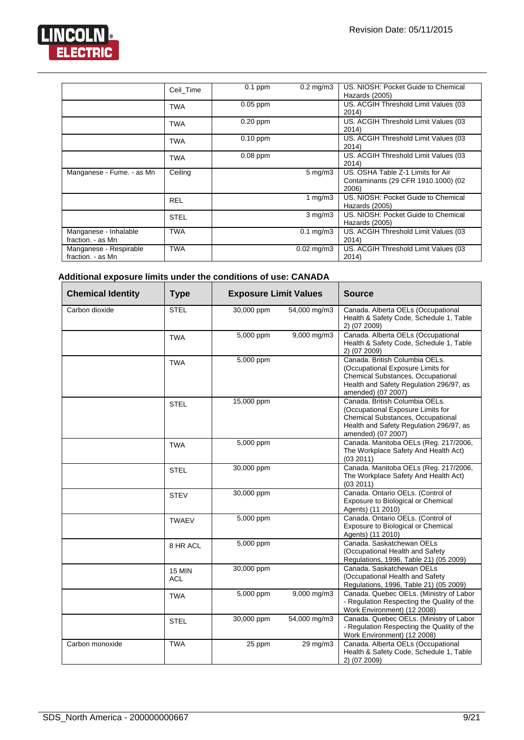| | Ceil_Time | 0.1 ppm | 0.2 mg/m3 | US. NIOSH: Pocket Guide to Chemical Hazards (2005) |
|---|---|---|---|---|
| | TWA | 0.05 ppm | | US. ACGIH Threshold Limit Values (03 2014) |
| | TWA | 0.20 ppm | | US. ACGIH Threshold Limit Values (03 2014) |
| | TWA | 0.10 ppm | | US. ACGIH Threshold Limit Values (03 2014) |
| | TWA | 0.08 ppm | | US. ACGIH Threshold Limit Values (03 2014) |
| Manganese - Fume. - as Mn | Ceiling | | 5 mg/m3 | US. OSHA Table Z-1 Limits for Air Contaminants (29 CFR 1910.1000) (02 2006) |
| | REL | | 1 mg/m3 | US. NIOSH: Pocket Guide to Chemical Hazards (2005) |
| | STEL | | 3 mg/m3 | US. NIOSH: Pocket Guide to Chemical Hazards (2005) |
| Manganese - Inhalable fraction. - as Mn | TWA | | 0.1 mg/m3 | US. ACGIH Threshold Limit Values (03 2014) |
| Manganese - Respirable fraction. - as Mn | TWA | | 0.02 mg/m3 | US. ACGIH Threshold Limit Values (03 2014) |

### Additional exposure limits under the conditions of use: CANADA

| Chemical Identity | Type | Exposure Limit Values | | Source |
|---|---|---|---|---|
| Carbon dioxide | STEL | 30,000 ppm | 54,000 mg/m3 | Canada. Alberta OELs (Occupational Health & Safety Code, Schedule 1, Table 2) (07 2009) |
| | TWA | 5,000 ppm | 9,000 mg/m3 | Canada. Alberta OELs (Occupational Health & Safety Code, Schedule 1, Table 2) (07 2009) |
| | TWA | 5,000 ppm | | Canada. British Columbia OELs. (Occupational Exposure Limits for Chemical Substances, Occupational Health and Safety Regulation 296/97, as amended) (07 2007) |
| | STEL | 15,000 ppm | | Canada. British Columbia OELs. (Occupational Exposure Limits for Chemical Substances, Occupational Health and Safety Regulation 296/97, as amended) (07 2007) |
| | TWA | 5,000 ppm | | Canada. Manitoba OELs (Reg. 217/2006, The Workplace Safety And Health Act) (03 2011) |
| | STEL | 30,000 ppm | | Canada. Manitoba OELs (Reg. 217/2006, The Workplace Safety And Health Act) (03 2011) |
| | STEV | 30,000 ppm | | Canada. Ontario OELs. (Control of Exposure to Biological or Chemical Agents) (11 2010) |
| | TWAEV | 5,000 ppm | | Canada. Ontario OELs. (Control of Exposure to Biological or Chemical Agents) (11 2010) |
| | 8 HR ACL | 5,000 ppm | | Canada. Saskatchewan OELs (Occupational Health and Safety Regulations, 1996, Table 21) (05 2009) |
| | 15 MIN ACL | 30,000 ppm | | Canada. Saskatchewan OELs (Occupational Health and Safety Regulations, 1996, Table 21) (05 2009) |
| | TWA | 5,000 ppm | 9,000 mg/m3 | Canada. Quebec OELs. (Ministry of Labor - Regulation Respecting the Quality of the Work Environment) (12 2008) |
| | STEL | 30,000 ppm | 54,000 mg/m3 | Canada. Quebec OELs. (Ministry of Labor - Regulation Respecting the Quality of the Work Environment) (12 2008) |
| Carbon monoxide | TWA | 25 ppm | 29 mg/m3 | Canada. Alberta OELs (Occupational Health & Safety Code, Schedule 1, Table 2) (07 2009) |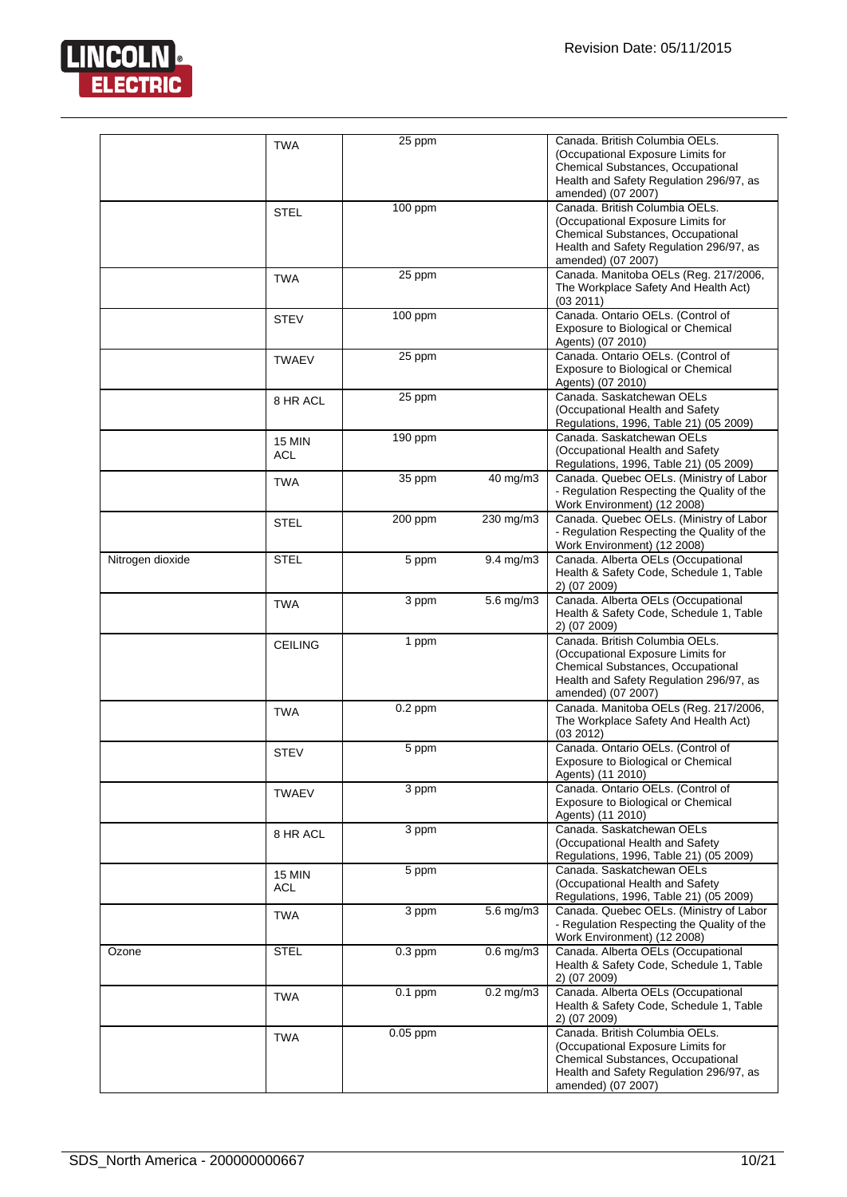| | | | | |
|---|---|---|---|---|
| | TWA | 25 ppm | | Canada. British Columbia OELs. (Occupational Exposure Limits for Chemical Substances, Occupational Health and Safety Regulation 296/97, as amended) (07 2007) |
| | STEL | 100 ppm | | Canada. British Columbia OELs. (Occupational Exposure Limits for Chemical Substances, Occupational Health and Safety Regulation 296/97, as amended) (07 2007) |
| | TWA | 25 ppm | | Canada. Manitoba OELs (Reg. 217/2006, The Workplace Safety And Health Act) (03 2011) |
| | STEV | 100 ppm | | Canada. Ontario OELs. (Control of Exposure to Biological or Chemical Agents) (07 2010) |
| | TWAEV | 25 ppm | | Canada. Ontario OELs. (Control of Exposure to Biological or Chemical Agents) (07 2010) |
| | 8 HR ACL | 25 ppm | | Canada. Saskatchewan OELs (Occupational Health and Safety Regulations, 1996, Table 21) (05 2009) |
| | 15 MIN ACL | 190 ppm | | Canada. Saskatchewan OELs (Occupational Health and Safety Regulations, 1996, Table 21) (05 2009) |
| | TWA | 35 ppm | 40 mg/m3 | Canada. Quebec OELs. (Ministry of Labor - Regulation Respecting the Quality of the Work Environment) (12 2008) |
| | STEL | 200 ppm | 230 mg/m3 | Canada. Quebec OELs. (Ministry of Labor - Regulation Respecting the Quality of the Work Environment) (12 2008) |
| Nitrogen dioxide | STEL | 5 ppm | 9.4 mg/m3 | Canada. Alberta OELs (Occupational Health & Safety Code, Schedule 1, Table 2) (07 2009) |
| | TWA | 3 ppm | 5.6 mg/m3 | Canada. Alberta OELs (Occupational Health & Safety Code, Schedule 1, Table 2) (07 2009) |
| | CEILING | 1 ppm | | Canada. British Columbia OELs. (Occupational Exposure Limits for Chemical Substances, Occupational Health and Safety Regulation 296/97, as amended) (07 2007) |
| | TWA | 0.2 ppm | | Canada. Manitoba OELs (Reg. 217/2006, The Workplace Safety And Health Act) (03 2012) |
| | STEV | 5 ppm | | Canada. Ontario OELs. (Control of Exposure to Biological or Chemical Agents) (11 2010) |
| | TWAEV | 3 ppm | | Canada. Ontario OELs. (Control of Exposure to Biological or Chemical Agents) (11 2010) |
| | 8 HR ACL | 3 ppm | | Canada. Saskatchewan OELs (Occupational Health and Safety Regulations, 1996, Table 21) (05 2009) |
| | 15 MIN ACL | 5 ppm | | Canada. Saskatchewan OELs (Occupational Health and Safety Regulations, 1996, Table 21) (05 2009) |
| | TWA | 3 ppm | 5.6 mg/m3 | Canada. Quebec OELs. (Ministry of Labor - Regulation Respecting the Quality of the Work Environment) (12 2008) |
| Ozone | STEL | 0.3 ppm | 0.6 mg/m3 | Canada. Alberta OELs (Occupational Health & Safety Code, Schedule 1, Table 2) (07 2009) |
| | TWA | 0.1 ppm | 0.2 mg/m3 | Canada. Alberta OELs (Occupational Health & Safety Code, Schedule 1, Table 2) (07 2009) |
| | TWA | 0.05 ppm | | Canada. British Columbia OELs. (Occupational Exposure Limits for Chemical Substances, Occupational Health and Safety Regulation 296/97, as amended) (07 2007) |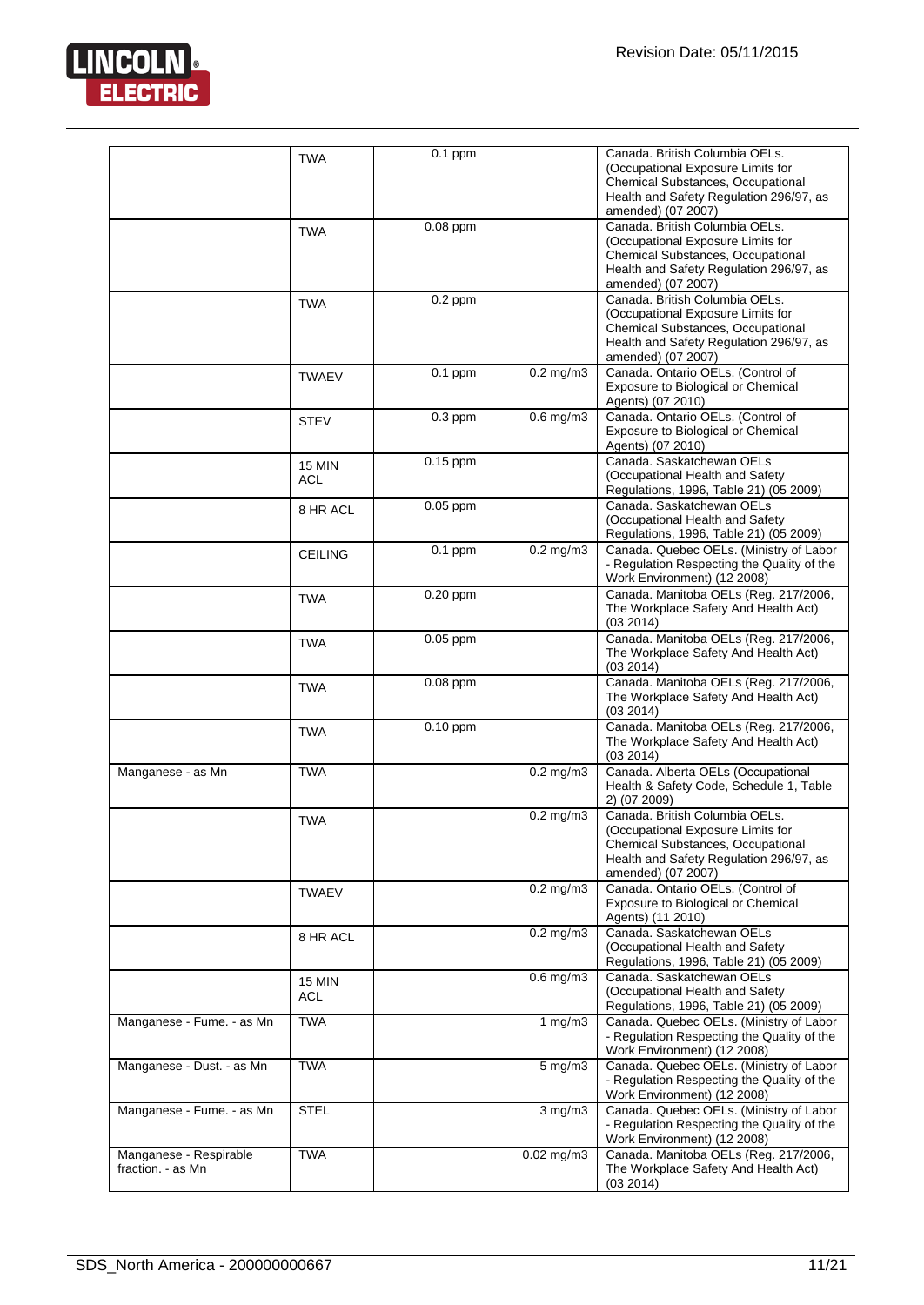| | | | | |
|---|---|---|---|---|
| | TWA | 0.1 ppm | | Canada. British Columbia OELs. (Occupational Exposure Limits for Chemical Substances, Occupational Health and Safety Regulation 296/97, as amended) (07 2007) |
| | TWA | 0.08 ppm | | Canada. British Columbia OELs. (Occupational Exposure Limits for Chemical Substances, Occupational Health and Safety Regulation 296/97, as amended) (07 2007) |
| | TWA | 0.2 ppm | | Canada. British Columbia OELs. (Occupational Exposure Limits for Chemical Substances, Occupational Health and Safety Regulation 296/97, as amended) (07 2007) |
| | TWAEV | 0.1 ppm | 0.2 mg/m3 | Canada. Ontario OELs. (Control of Exposure to Biological or Chemical Agents) (07 2010) |
| | STEV | 0.3 ppm | 0.6 mg/m3 | Canada. Ontario OELs. (Control of Exposure to Biological or Chemical Agents) (07 2010) |
| | 15 MIN ACL | 0.15 ppm | | Canada. Saskatchewan OELs (Occupational Health and Safety Regulations, 1996, Table 21) (05 2009) |
| | 8 HR ACL | 0.05 ppm | | Canada. Saskatchewan OELs (Occupational Health and Safety Regulations, 1996, Table 21) (05 2009) |
| | CEILING | 0.1 ppm | 0.2 mg/m3 | Canada. Quebec OELs. (Ministry of Labor - Regulation Respecting the Quality of the Work Environment) (12 2008) |
| | TWA | 0.20 ppm | | Canada. Manitoba OELs (Reg. 217/2006, The Workplace Safety And Health Act) (03 2014) |
| | TWA | 0.05 ppm | | Canada. Manitoba OELs (Reg. 217/2006, The Workplace Safety And Health Act) (03 2014) |
| | TWA | 0.08 ppm | | Canada. Manitoba OELs (Reg. 217/2006, The Workplace Safety And Health Act) (03 2014) |
| | TWA | 0.10 ppm | | Canada. Manitoba OELs (Reg. 217/2006, The Workplace Safety And Health Act) (03 2014) |
| Manganese - as Mn | TWA | | 0.2 mg/m3 | Canada. Alberta OELs (Occupational Health & Safety Code, Schedule 1, Table 2) (07 2009) |
| | TWA | | 0.2 mg/m3 | Canada. British Columbia OELs. (Occupational Exposure Limits for Chemical Substances, Occupational Health and Safety Regulation 296/97, as amended) (07 2007) |
| | TWAEV | | 0.2 mg/m3 | Canada. Ontario OELs. (Control of Exposure to Biological or Chemical Agents) (11 2010) |
| | 8 HR ACL | | 0.2 mg/m3 | Canada. Saskatchewan OELs (Occupational Health and Safety Regulations, 1996, Table 21) (05 2009) |
| | 15 MIN ACL | | 0.6 mg/m3 | Canada. Saskatchewan OELs (Occupational Health and Safety Regulations, 1996, Table 21) (05 2009) |
| Manganese - Fume. - as Mn | TWA | | 1 mg/m3 | Canada. Quebec OELs. (Ministry of Labor - Regulation Respecting the Quality of the Work Environment) (12 2008) |
| Manganese - Dust. - as Mn | TWA | | 5 mg/m3 | Canada. Quebec OELs. (Ministry of Labor - Regulation Respecting the Quality of the Work Environment) (12 2008) |
| Manganese - Fume. - as Mn | STEL | | 3 mg/m3 | Canada. Quebec OELs. (Ministry of Labor - Regulation Respecting the Quality of the Work Environment) (12 2008) |
| Manganese - Respirable fraction. - as Mn | TWA | | 0.02 mg/m3 | Canada. Manitoba OELs (Reg. 217/2006, The Workplace Safety And Health Act) (03 2014) |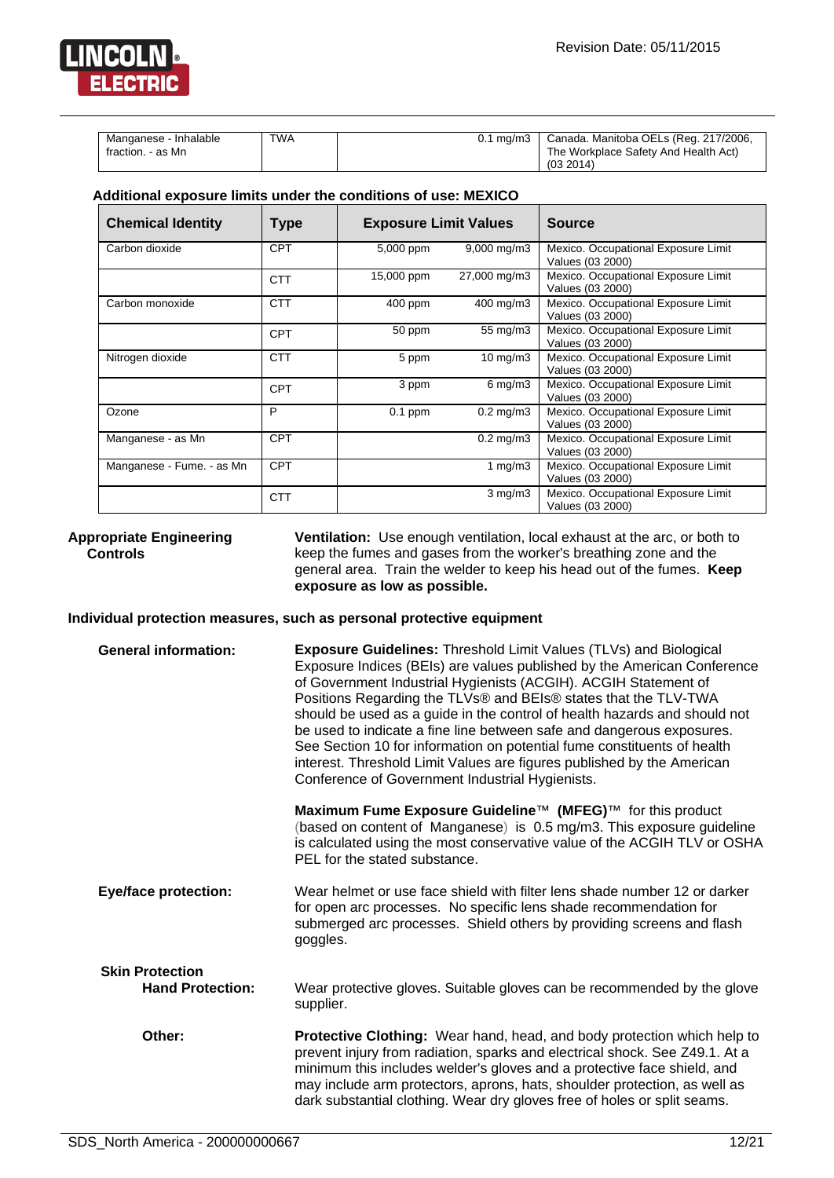| Manganese - Inhalable fraction. - as Mn | TWA | | 0.1 mg/m3 | Canada. Manitoba OELs (Reg. 217/2006, The Workplace Safety And Health Act) (03 2014) |
|---|---|---|---|---|

**Additional exposure limits under the conditions of use: MEXICO**

| Chemical Identity | Type | Exposure Limit Values | | Source |
|---|---|---|---|---|
| Carbon dioxide | CPT | 5,000 ppm | 9,000 mg/m3 | Mexico. Occupational Exposure Limit Values (03 2000) |
| | CTT | 15,000 ppm | 27,000 mg/m3 | Mexico. Occupational Exposure Limit Values (03 2000) |
| Carbon monoxide | CTT | 400 ppm | 400 mg/m3 | Mexico. Occupational Exposure Limit Values (03 2000) |
| | CPT | 50 ppm | 55 mg/m3 | Mexico. Occupational Exposure Limit Values (03 2000) |
| Nitrogen dioxide | CTT | 5 ppm | 10 mg/m3 | Mexico. Occupational Exposure Limit Values (03 2000) |
| | CPT | 3 ppm | 6 mg/m3 | Mexico. Occupational Exposure Limit Values (03 2000) |
| Ozone | P | 0.1 ppm | 0.2 mg/m3 | Mexico. Occupational Exposure Limit Values (03 2000) |
| Manganese - as Mn | CPT | | 0.2 mg/m3 | Mexico. Occupational Exposure Limit Values (03 2000) |
| Manganese - Fume. - as Mn | CPT | | 1 mg/m3 | Mexico. Occupational Exposure Limit Values (03 2000) |
| | CTT | | 3 mg/m3 | Mexico. Occupational Exposure Limit Values (03 2000) |

**Appropriate Engineering Controls**

**Ventilation:** Use enough ventilation, local exhaust at the arc, or both to keep the fumes and gases from the worker's breathing zone and the general area. Train the welder to keep his head out of the fumes. **Keep exposure as low as possible.**

**Individual protection measures, such as personal protective equipment**

**General information:**

**Exposure Guidelines:** Threshold Limit Values (TLVs) and Biological Exposure Indices (BEIs) are values published by the American Conference of Government Industrial Hygienists (ACGIH). ACGIH Statement of Positions Regarding the TLVs® and BEIs® states that the TLV-TWA should be used as a guide in the control of health hazards and should not be used to indicate a fine line between safe and dangerous exposures. See Section 10 for information on potential fume constituents of health interest. Threshold Limit Values are figures published by the American Conference of Government Industrial Hygienists.

**Maximum Fume Exposure Guideline**™ **(MFEG)**™ for this product (based on content of Manganese) is 0.5 mg/m3. This exposure guideline is calculated using the most conservative value of the ACGIH TLV or OSHA PEL for the stated substance.

**Eye/face protection:**

Wear helmet or use face shield with filter lens shade number 12 or darker for open arc processes. No specific lens shade recommendation for submerged arc processes. Shield others by providing screens and flash goggles.

**Skin Protection**

**Hand Protection:**

Wear protective gloves. Suitable gloves can be recommended by the glove supplier.

**Other:**

**Protective Clothing:** Wear hand, head, and body protection which help to prevent injury from radiation, sparks and electrical shock. See Z49.1. At a minimum this includes welder's gloves and a protective face shield, and may include arm protectors, aprons, hats, shoulder protection, as well as dark substantial clothing. Wear dry gloves free of holes or split seams.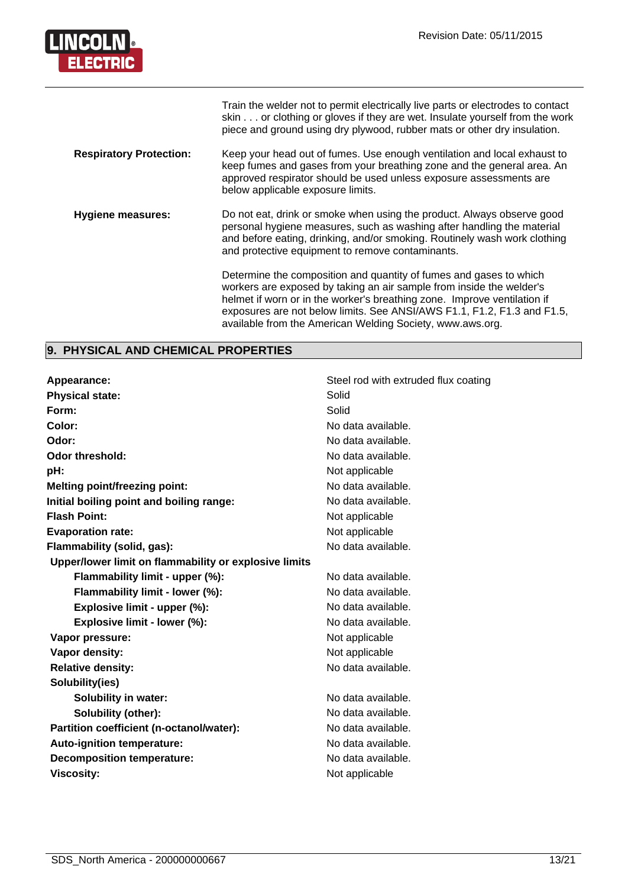Train the welder not to permit electrically live parts or electrodes to contact skin . . . or clothing or gloves if they are wet. Insulate yourself from the work piece and ground using dry plywood, rubber mats or other dry insulation.

**Respiratory Protection:** Keep your head out of fumes. Use enough ventilation and local exhaust to keep fumes and gases from your breathing zone and the general area. An approved respirator should be used unless exposure assessments are below applicable exposure limits.

**Hygiene measures:** Do not eat, drink or smoke when using the product. Always observe good personal hygiene measures, such as washing after handling the material and before eating, drinking, and/or smoking. Routinely wash work clothing and protective equipment to remove contaminants.

Determine the composition and quantity of fumes and gases to which workers are exposed by taking an air sample from inside the welder's helmet if worn or in the worker's breathing zone. Improve ventilation if exposures are not below limits. See ANSI/AWS F1.1, F1.2, F1.3 and F1.5, available from the American Welding Society, www.aws.org.

## 9. PHYSICAL AND CHEMICAL PROPERTIES

| | |
|---|---|
| **Appearance:** | Steel rod with extruded flux coating |
| **Physical state:** | Solid |
| **Form:** | Solid |
| **Color:** | No data available. |
| **Odor:** | No data available. |
| **Odor threshold:** | No data available. |
| **pH:** | Not applicable |
| **Melting point/freezing point:** | No data available. |
| **Initial boiling point and boiling range:** | No data available. |
| **Flash Point:** | Not applicable |
| **Evaporation rate:** | Not applicable |
| **Flammability (solid, gas):** | No data available. |
| **Upper/lower limit on flammability or explosive limits** | |
| **Flammability limit - upper (%):** | No data available. |
| **Flammability limit - lower (%):** | No data available. |
| **Explosive limit - upper (%):** | No data available. |
| **Explosive limit - lower (%):** | No data available. |
| **Vapor pressure:** | Not applicable |
| **Vapor density:** | Not applicable |
| **Relative density:** | No data available. |
| **Solubility(ies)** | |
| **Solubility in water:** | No data available. |
| **Solubility (other):** | No data available. |
| **Partition coefficient (n-octanol/water):** | No data available. |
| **Auto-ignition temperature:** | No data available. |
| **Decomposition temperature:** | No data available. |
| **Viscosity:** | Not applicable |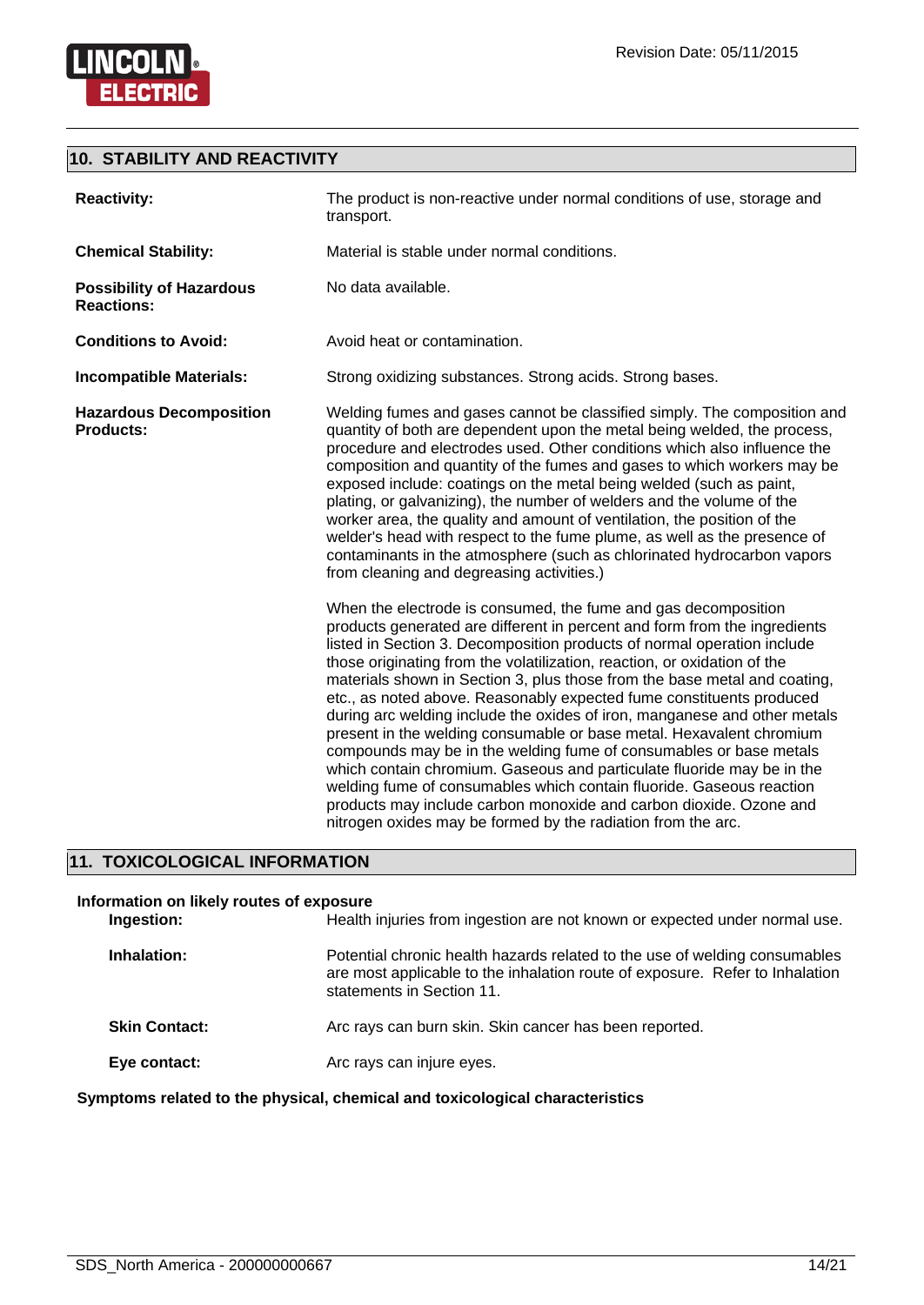## 10. STABILITY AND REACTIVITY

**Reactivity:** The product is non-reactive under normal conditions of use, storage and transport.

**Chemical Stability:** Material is stable under normal conditions.

**Possibility of Hazardous Reactions:** No data available.

**Conditions to Avoid:** Avoid heat or contamination.

**Incompatible Materials:** Strong oxidizing substances. Strong acids. Strong bases.

**Hazardous Decomposition Products:** Welding fumes and gases cannot be classified simply. The composition and quantity of both are dependent upon the metal being welded, the process, procedure and electrodes used. Other conditions which also influence the composition and quantity of the fumes and gases to which workers may be exposed include: coatings on the metal being welded (such as paint, plating, or galvanizing), the number of welders and the volume of the worker area, the quality and amount of ventilation, the position of the welder's head with respect to the fume plume, as well as the presence of contaminants in the atmosphere (such as chlorinated hydrocarbon vapors from cleaning and degreasing activities.)

When the electrode is consumed, the fume and gas decomposition products generated are different in percent and form from the ingredients listed in Section 3. Decomposition products of normal operation include those originating from the volatilization, reaction, or oxidation of the materials shown in Section 3, plus those from the base metal and coating, etc., as noted above. Reasonably expected fume constituents produced during arc welding include the oxides of iron, manganese and other metals present in the welding consumable or base metal. Hexavalent chromium compounds may be in the welding fume of consumables or base metals which contain chromium. Gaseous and particulate fluoride may be in the welding fume of consumables which contain fluoride. Gaseous reaction products may include carbon monoxide and carbon dioxide. Ozone and nitrogen oxides may be formed by the radiation from the arc.

## 11. TOXICOLOGICAL INFORMATION

**Information on likely routes of exposure**

**Ingestion:** Health injuries from ingestion are not known or expected under normal use.

**Inhalation:** Potential chronic health hazards related to the use of welding consumables are most applicable to the inhalation route of exposure. Refer to Inhalation statements in Section 11.

**Skin Contact:** Arc rays can burn skin. Skin cancer has been reported.

**Eye contact:** Arc rays can injure eyes.

**Symptoms related to the physical, chemical and toxicological characteristics**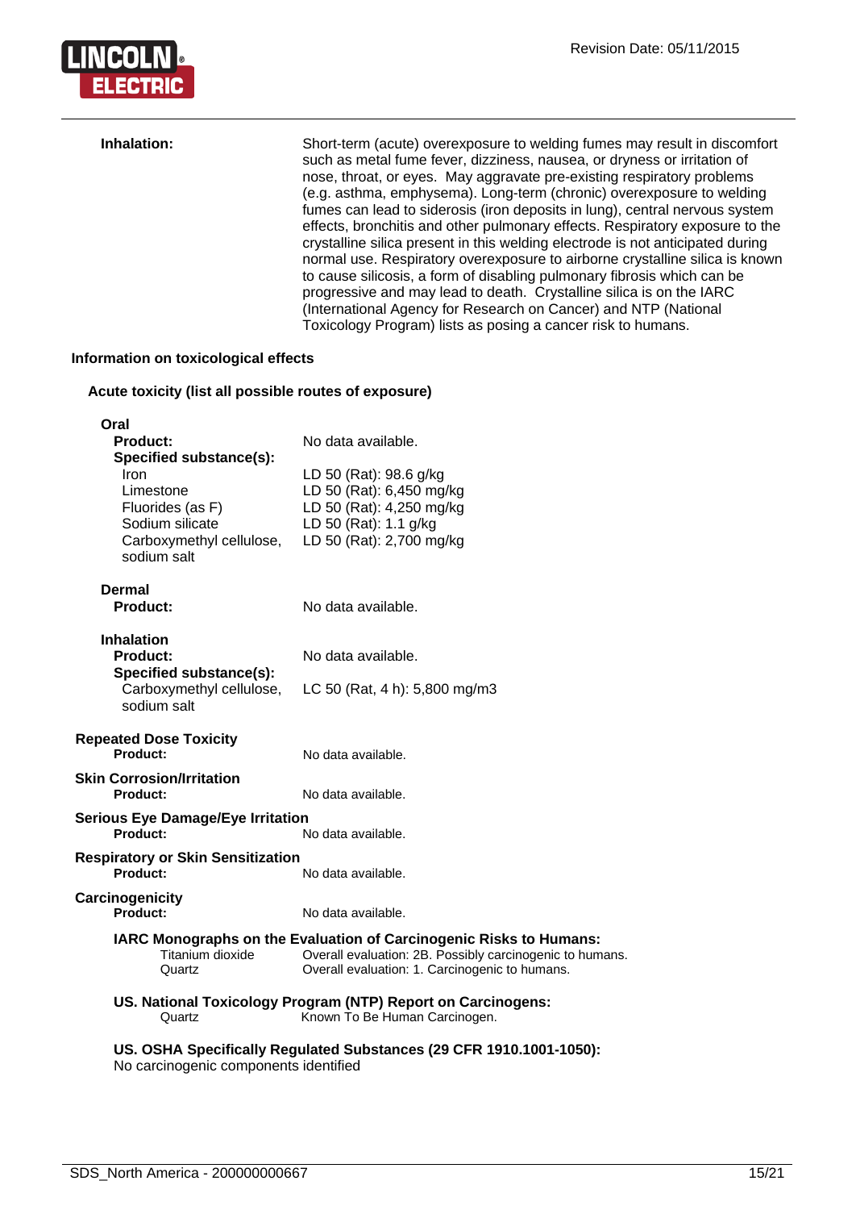**Inhalation:** Short-term (acute) overexposure to welding fumes may result in discomfort such as metal fume fever, dizziness, nausea, or dryness or irritation of nose, throat, or eyes. May aggravate pre-existing respiratory problems (e.g. asthma, emphysema). Long-term (chronic) overexposure to welding fumes can lead to siderosis (iron deposits in lung), central nervous system effects, bronchitis and other pulmonary effects. Respiratory exposure to the crystalline silica present in this welding electrode is not anticipated during normal use. Respiratory overexposure to airborne crystalline silica is known to cause silicosis, a form of disabling pulmonary fibrosis which can be progressive and may lead to death. Crystalline silica is on the IARC (International Agency for Research on Cancer) and NTP (National Toxicology Program) lists as posing a cancer risk to humans.

**Information on toxicological effects**

**Acute toxicity (list all possible routes of exposure)**

**Oral**

**Product:** No data available.

**Specified substance(s):**

| Substance | Value |
|---|---|
| Iron | LD 50 (Rat): 98.6 g/kg |
| Limestone | LD 50 (Rat): 6,450 mg/kg |
| Fluorides (as F) | LD 50 (Rat): 4,250 mg/kg |
| Sodium silicate | LD 50 (Rat): 1.1 g/kg |
| Carboxymethyl cellulose, sodium salt | LD 50 (Rat): 2,700 mg/kg |

**Dermal**

**Product:** No data available.

**Inhalation**

**Product:** No data available.

**Specified substance(s):**

| Substance | Value |
|---|---|
| Carboxymethyl cellulose, sodium salt | LC 50 (Rat, 4 h): 5,800 mg/m3 |

**Repeated Dose Toxicity**

**Product:** No data available.

**Skin Corrosion/Irritation**

**Product:** No data available.

**Serious Eye Damage/Eye Irritation**

**Product:** No data available.

**Respiratory or Skin Sensitization**

**Product:** No data available.

**Carcinogenicity**

**Product:** No data available.

**IARC Monographs on the Evaluation of Carcinogenic Risks to Humans:**

| Substance | Evaluation |
|---|---|
| Titanium dioxide | Overall evaluation: 2B. Possibly carcinogenic to humans. |
| Quartz | Overall evaluation: 1. Carcinogenic to humans. |

**US. National Toxicology Program (NTP) Report on Carcinogens:**

| Substance | Evaluation |
|---|---|
| Quartz | Known To Be Human Carcinogen. |

**US. OSHA Specifically Regulated Substances (29 CFR 1910.1001-1050):**

No carcinogenic components identified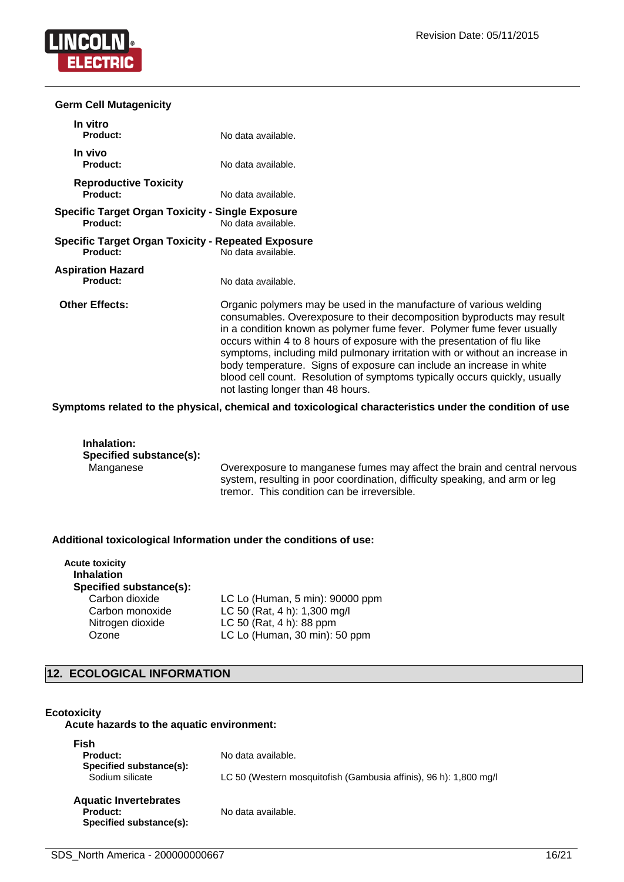**Germ Cell Mutagenicity**

**In vitro**

| | |
|---|---|
| **Product:** | No data available. |

**In vivo**

| | |
|---|---|
| **Product:** | No data available. |

**Reproductive Toxicity**

| | |
|---|---|
| **Product:** | No data available. |

**Specific Target Organ Toxicity - Single Exposure**

| | |
|---|---|
| **Product:** | No data available. |

**Specific Target Organ Toxicity - Repeated Exposure**

| | |
|---|---|
| **Product:** | No data available. |

**Aspiration Hazard**

| | |
|---|---|
| **Product:** | No data available. |

**Other Effects:** Organic polymers may be used in the manufacture of various welding consumables. Overexposure to their decomposition byproducts may result in a condition known as polymer fume fever. Polymer fume fever usually occurs within 4 to 8 hours of exposure with the presentation of flu like symptoms, including mild pulmonary irritation with or without an increase in body temperature. Signs of exposure can include an increase in white blood cell count. Resolution of symptoms typically occurs quickly, usually not lasting longer than 48 hours.

**Symptoms related to the physical, chemical and toxicological characteristics under the condition of use**

**Inhalation:**

**Specified substance(s):**

| | |
|---|---|
| Manganese | Overexposure to manganese fumes may affect the brain and central nervous system, resulting in poor coordination, difficulty speaking, and arm or leg tremor. This condition can be irreversible. |

**Additional toxicological Information under the conditions of use:**

**Acute toxicity**

**Inhalation**

**Specified substance(s):**

| | |
|---|---|
| Carbon dioxide | LC Lo (Human, 5 min): 90000 ppm |
| Carbon monoxide | LC 50 (Rat, 4 h): 1,300 mg/l |
| Nitrogen dioxide | LC 50 (Rat, 4 h): 88 ppm |
| Ozone | LC Lo (Human, 30 min): 50 ppm |

## 12. ECOLOGICAL INFORMATION

**Ecotoxicity**

**Acute hazards to the aquatic environment:**

**Fish**

| | |
|---|---|
| **Product:** | No data available. |
| **Specified substance(s):** | |
| Sodium silicate | LC 50 (Western mosquitofish (Gambusia affinis), 96 h): 1,800 mg/l |

**Aquatic Invertebrates**

| | |
|---|---|
| **Product:** | No data available. |
| **Specified substance(s):** | |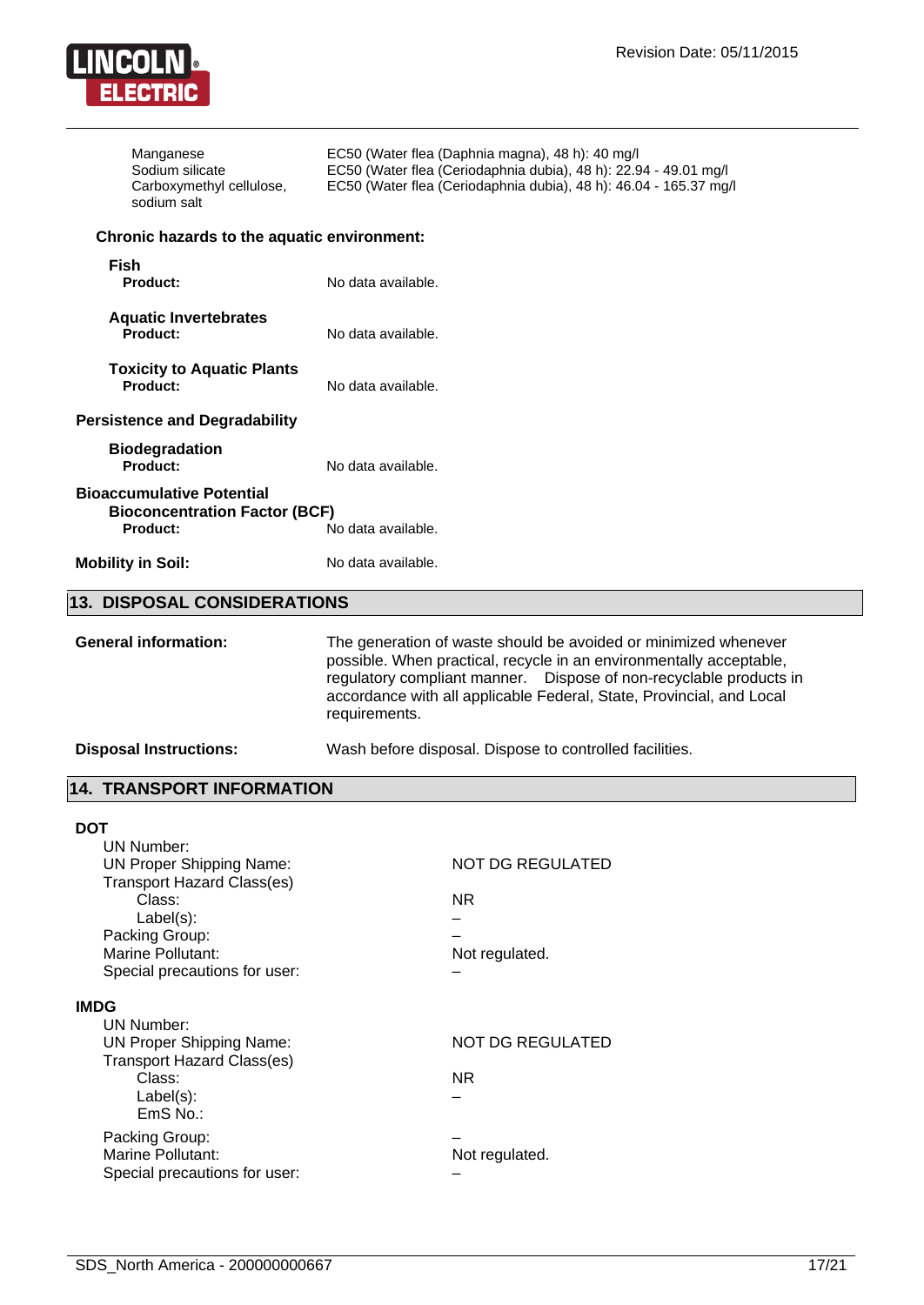| | |
|---|---|
| Manganese | EC50 (Water flea (Daphnia magna), 48 h): 40 mg/l |
| Sodium silicate | EC50 (Water flea (Ceriodaphnia dubia), 48 h): 22.94 - 49.01 mg/l |
| Carboxymethyl cellulose, sodium salt | EC50 (Water flea (Ceriodaphnia dubia), 48 h): 46.04 - 165.37 mg/l |

**Chronic hazards to the aquatic environment:**

**Fish**

**Product:** No data available.

**Aquatic Invertebrates**

**Product:** No data available.

**Toxicity to Aquatic Plants**

**Product:** No data available.

**Persistence and Degradability**

**Biodegradation**

**Product:** No data available.

**Bioaccumulative Potential**

**Bioconcentration Factor (BCF)**

**Product:** No data available.

**Mobility in Soil:** No data available.

## 13. DISPOSAL CONSIDERATIONS

**General information:** The generation of waste should be avoided or minimized whenever possible. When practical, recycle in an environmentally acceptable, regulatory compliant manner. Dispose of non-recyclable products in accordance with all applicable Federal, State, Provincial, and Local requirements.

**Disposal Instructions:** Wash before disposal. Dispose to controlled facilities.

## 14. TRANSPORT INFORMATION

**DOT**

| | |
|---|---|
| UN Number: | |
| UN Proper Shipping Name: | NOT DG REGULATED |
| Transport Hazard Class(es) | |
| Class: | NR |
| Label(s): | – |
| Packing Group: | – |
| Marine Pollutant: | Not regulated. |
| Special precautions for user: | – |

**IMDG**

| | |
|---|---|
| UN Number: | |
| UN Proper Shipping Name: | NOT DG REGULATED |
| Transport Hazard Class(es) | |
| Class: | NR |
| Label(s): | – |
| EmS No.: | |
| Packing Group: | – |
| Marine Pollutant: | Not regulated. |
| Special precautions for user: | – |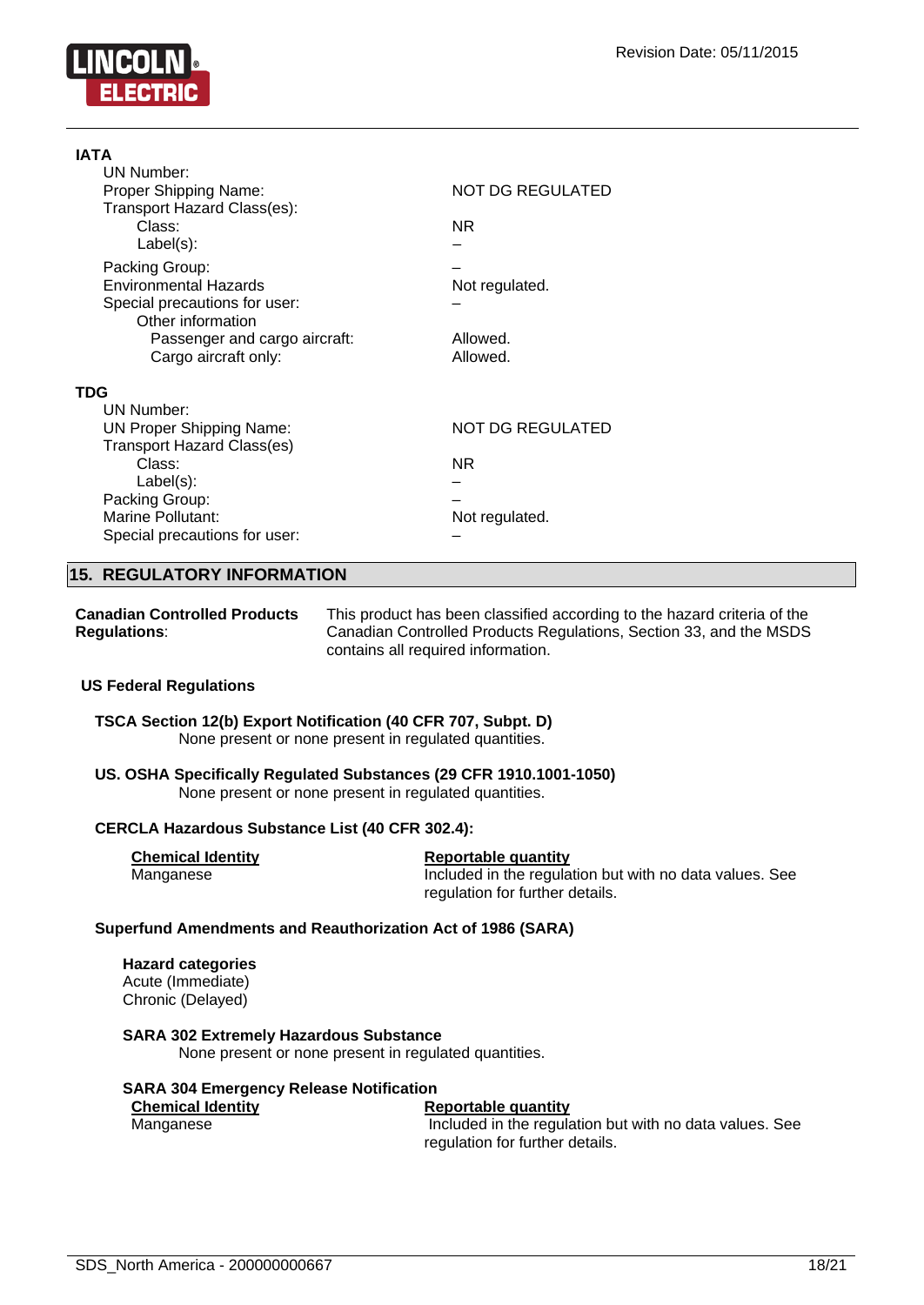**IATA**

| | |
|---|---|
| UN Number: | |
| Proper Shipping Name: | NOT DG REGULATED |
| Transport Hazard Class(es): | |
| Class: | NR |
| Label(s): | – |
| Packing Group: | – |
| Environmental Hazards | Not regulated. |
| Special precautions for user: | – |
| Other information | |
| Passenger and cargo aircraft: | Allowed. |
| Cargo aircraft only: | Allowed. |

**TDG**

| | |
|---|---|
| UN Number: | |
| UN Proper Shipping Name: | NOT DG REGULATED |
| Transport Hazard Class(es) | |
| Class: | NR |
| Label(s): | – |
| Packing Group: | – |
| Marine Pollutant: | Not regulated. |
| Special precautions for user: | – |

## 15. REGULATORY INFORMATION

**Canadian Controlled Products Regulations**: This product has been classified according to the hazard criteria of the Canadian Controlled Products Regulations, Section 33, and the MSDS contains all required information.

### US Federal Regulations

**TSCA Section 12(b) Export Notification (40 CFR 707, Subpt. D)**
None present or none present in regulated quantities.

**US. OSHA Specifically Regulated Substances (29 CFR 1910.1001-1050)**
None present or none present in regulated quantities.

**CERCLA Hazardous Substance List (40 CFR 302.4):**

| Chemical Identity | Reportable quantity |
|---|---|
| Manganese | Included in the regulation but with no data values. See regulation for further details. |

**Superfund Amendments and Reauthorization Act of 1986 (SARA)**

**Hazard categories**
Acute (Immediate)
Chronic (Delayed)

**SARA 302 Extremely Hazardous Substance**
None present or none present in regulated quantities.

**SARA 304 Emergency Release Notification**

| Chemical Identity | Reportable quantity |
|---|---|
| Manganese | Included in the regulation but with no data values. See regulation for further details. |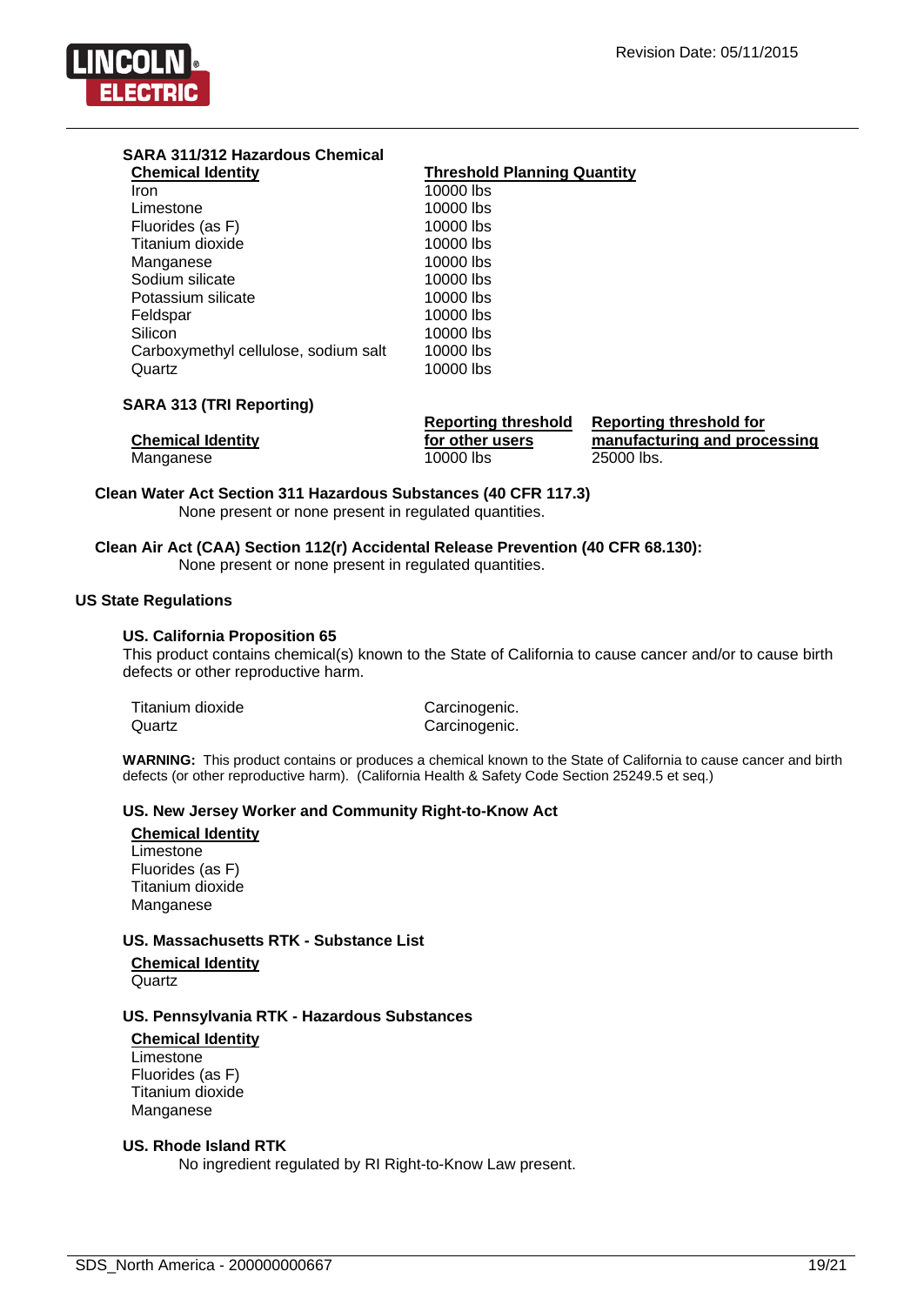**SARA 311/312 Hazardous Chemical**

| Chemical Identity | Threshold Planning Quantity |
|---|---|
| Iron | 10000 lbs |
| Limestone | 10000 lbs |
| Fluorides (as F) | 10000 lbs |
| Titanium dioxide | 10000 lbs |
| Manganese | 10000 lbs |
| Sodium silicate | 10000 lbs |
| Potassium silicate | 10000 lbs |
| Feldspar | 10000 lbs |
| Silicon | 10000 lbs |
| Carboxymethyl cellulose, sodium salt | 10000 lbs |
| Quartz | 10000 lbs |

**SARA 313 (TRI Reporting)**

| Chemical Identity | Reporting threshold for other users | Reporting threshold for manufacturing and processing |
|---|---|---|
| Manganese | 10000 lbs | 25000 lbs. |

**Clean Water Act Section 311 Hazardous Substances (40 CFR 117.3)**

None present or none present in regulated quantities.

**Clean Air Act (CAA) Section 112(r) Accidental Release Prevention (40 CFR 68.130):**

None present or none present in regulated quantities.

**US State Regulations**

**US. California Proposition 65**

This product contains chemical(s) known to the State of California to cause cancer and/or to cause birth defects or other reproductive harm.

| | |
|---|---|
| Titanium dioxide | Carcinogenic. |
| Quartz | Carcinogenic. |

**WARNING:** This product contains or produces a chemical known to the State of California to cause cancer and birth defects (or other reproductive harm). (California Health & Safety Code Section 25249.5 et seq.)

**US. New Jersey Worker and Community Right-to-Know Act**

**Chemical Identity**

Limestone
Fluorides (as F)
Titanium dioxide
Manganese

**US. Massachusetts RTK - Substance List**

**Chemical Identity**

Quartz

**US. Pennsylvania RTK - Hazardous Substances**

**Chemical Identity**

Limestone
Fluorides (as F)
Titanium dioxide
Manganese

**US. Rhode Island RTK**

No ingredient regulated by RI Right-to-Know Law present.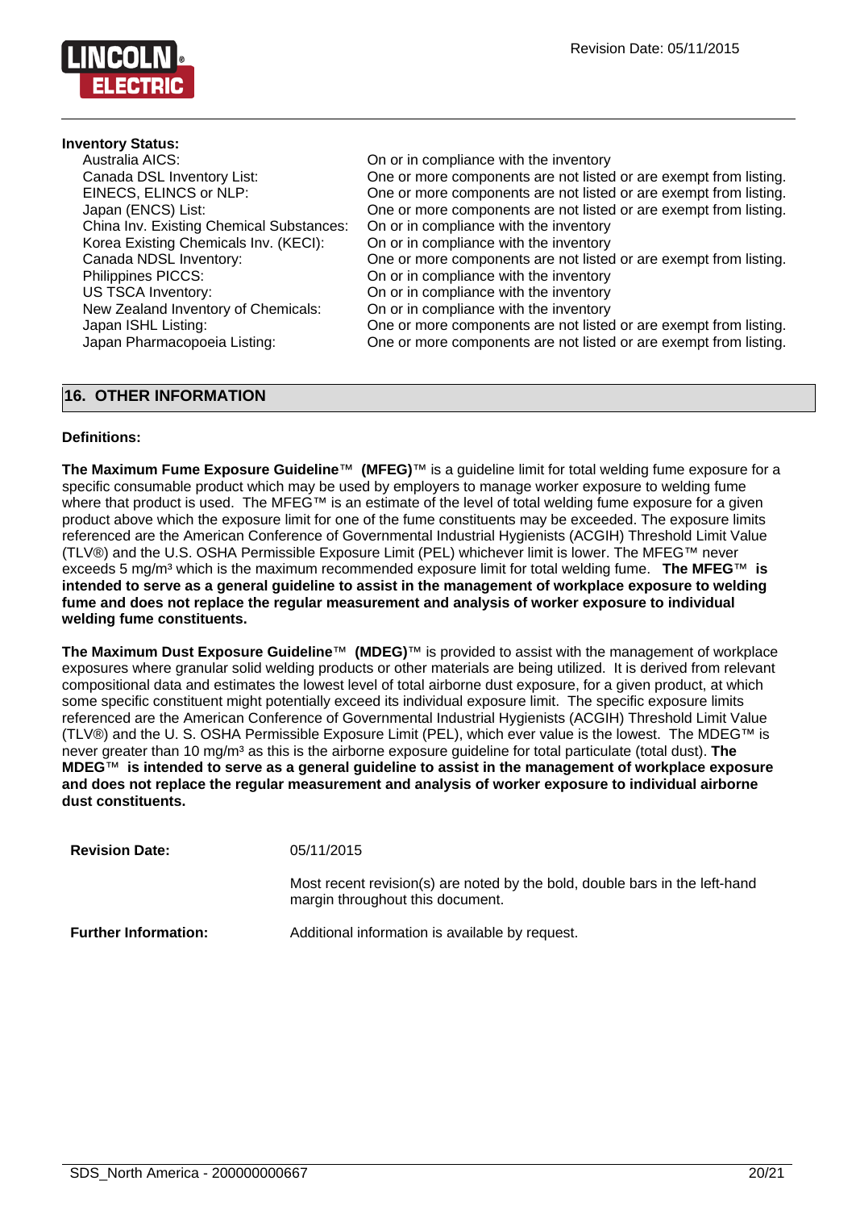**Inventory Status:**

| | |
|---|---|
| Australia AICS: | On or in compliance with the inventory |
| Canada DSL Inventory List: | One or more components are not listed or are exempt from listing. |
| EINECS, ELINCS or NLP: | One or more components are not listed or are exempt from listing. |
| Japan (ENCS) List: | One or more components are not listed or are exempt from listing. |
| China Inv. Existing Chemical Substances: | On or in compliance with the inventory |
| Korea Existing Chemicals Inv. (KECI): | On or in compliance with the inventory |
| Canada NDSL Inventory: | One or more components are not listed or are exempt from listing. |
| Philippines PICCS: | On or in compliance with the inventory |
| US TSCA Inventory: | On or in compliance with the inventory |
| New Zealand Inventory of Chemicals: | On or in compliance with the inventory |
| Japan ISHL Listing: | One or more components are not listed or are exempt from listing. |
| Japan Pharmacopoeia Listing: | One or more components are not listed or are exempt from listing. |

## 16. OTHER INFORMATION

**Definitions:**

**The Maximum Fume Exposure Guideline**™ **(MFEG)**™ is a guideline limit for total welding fume exposure for a specific consumable product which may be used by employers to manage worker exposure to welding fume where that product is used. The MFEG™ is an estimate of the level of total welding fume exposure for a given product above which the exposure limit for one of the fume constituents may be exceeded. The exposure limits referenced are the American Conference of Governmental Industrial Hygienists (ACGIH) Threshold Limit Value (TLV®) and the U.S. OSHA Permissible Exposure Limit (PEL) whichever limit is lower. The MFEG™ never exceeds 5 mg/m³ which is the maximum recommended exposure limit for total welding fume. **The MFEG**™ **is intended to serve as a general guideline to assist in the management of workplace exposure to welding fume and does not replace the regular measurement and analysis of worker exposure to individual welding fume constituents.**

**The Maximum Dust Exposure Guideline**™ **(MDEG)**™ is provided to assist with the management of workplace exposures where granular solid welding products or other materials are being utilized. It is derived from relevant compositional data and estimates the lowest level of total airborne dust exposure, for a given product, at which some specific constituent might potentially exceed its individual exposure limit. The specific exposure limits referenced are the American Conference of Governmental Industrial Hygienists (ACGIH) Threshold Limit Value (TLV®) and the U. S. OSHA Permissible Exposure Limit (PEL), which ever value is the lowest. The MDEG™ is never greater than 10 mg/m³ as this is the airborne exposure guideline for total particulate (total dust). **The MDEG**™ **is intended to serve as a general guideline to assist in the management of workplace exposure and does not replace the regular measurement and analysis of worker exposure to individual airborne dust constituents.**

**Revision Date:** 05/11/2015

Most recent revision(s) are noted by the bold, double bars in the left-hand margin throughout this document.

**Further Information:** Additional information is available by request.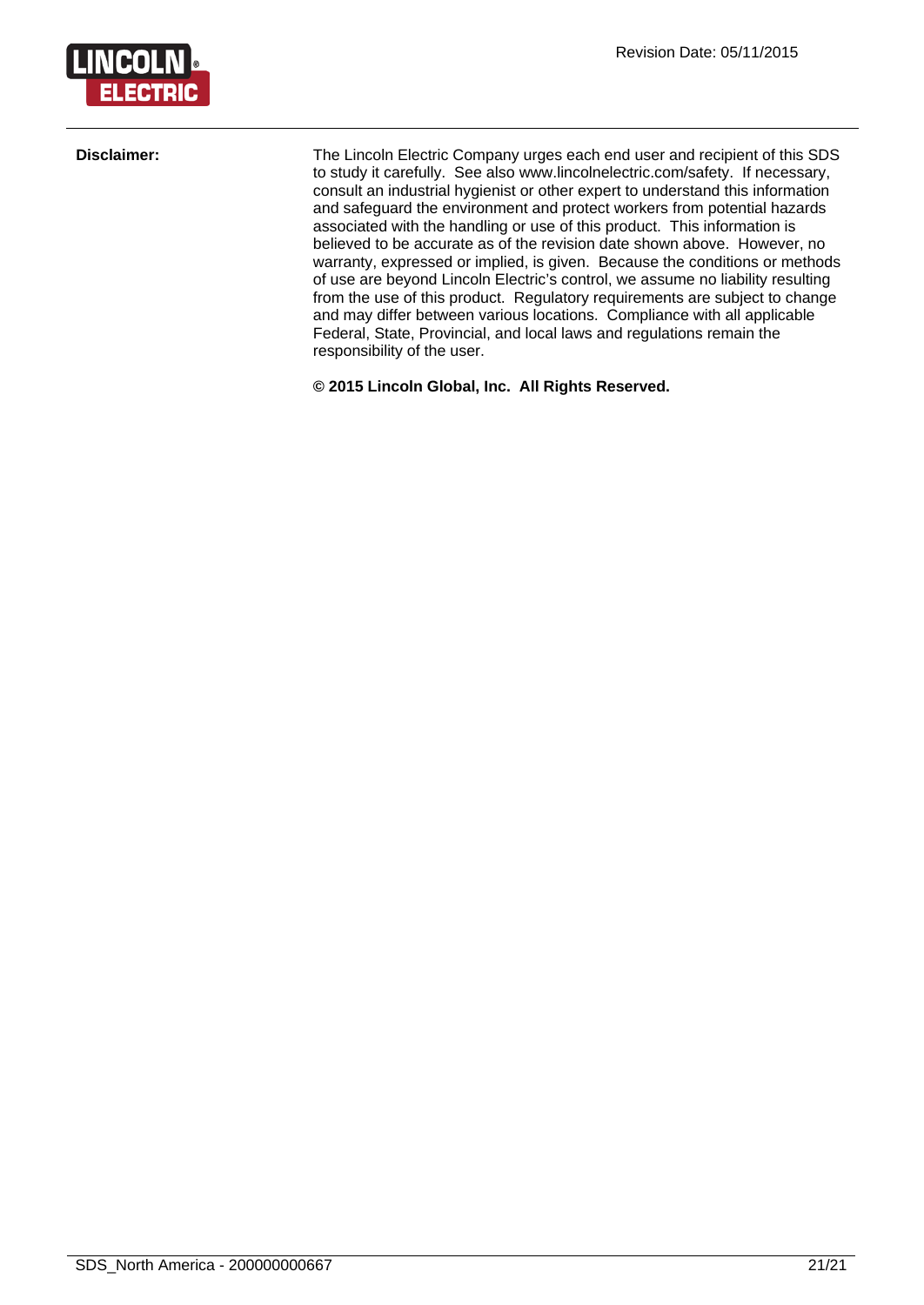**Disclaimer:** The Lincoln Electric Company urges each end user and recipient of this SDS to study it carefully. See also www.lincolnelectric.com/safety. If necessary, consult an industrial hygienist or other expert to understand this information and safeguard the environment and protect workers from potential hazards associated with the handling or use of this product. This information is believed to be accurate as of the revision date shown above. However, no warranty, expressed or implied, is given. Because the conditions or methods of use are beyond Lincoln Electric's control, we assume no liability resulting from the use of this product. Regulatory requirements are subject to change and may differ between various locations. Compliance with all applicable Federal, State, Provincial, and local laws and regulations remain the responsibility of the user.

**© 2015 Lincoln Global, Inc. All Rights Reserved.**